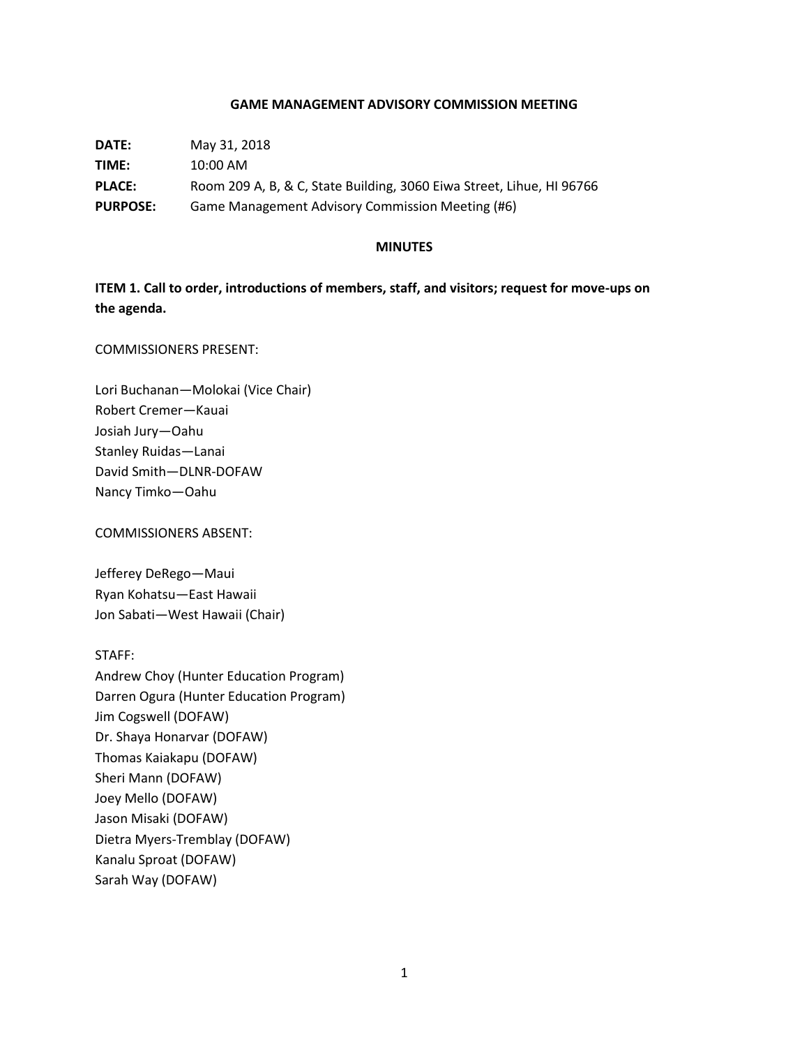**GAME MANAGEMENT ADVISORY COMMISSION MEETING**

**DATE:** May 31, 2018

**TIME:** 10:00 AM

**PLACE:** Room 209 A, B, & C, State Building, 3060 Eiwa Street, Lihue, HI 96766

**PURPOSE:** Game Management Advisory Commission Meeting (#6)

**MINUTES**

**ITEM 1. Call to order, introductions of members, staff, and visitors; request for move-ups on the agenda.**

COMMISSIONERS PRESENT:

Lori Buchanan—Molokai (Vice Chair)
Robert Cremer—Kauai
Josiah Jury—Oahu
Stanley Ruidas—Lanai
David Smith—DLNR-DOFAW
Nancy Timko—Oahu

COMMISSIONERS ABSENT:

Jefferey DeRego—Maui
Ryan Kohatsu—East Hawaii
Jon Sabati—West Hawaii (Chair)

STAFF:
Andrew Choy (Hunter Education Program)
Darren Ogura (Hunter Education Program)
Jim Cogswell (DOFAW)
Dr. Shaya Honarvar (DOFAW)
Thomas Kaiakapu (DOFAW)
Sheri Mann (DOFAW)
Joey Mello (DOFAW)
Jason Misaki (DOFAW)
Dietra Myers-Tremblay (DOFAW)
Kanalu Sproat (DOFAW)
Sarah Way (DOFAW)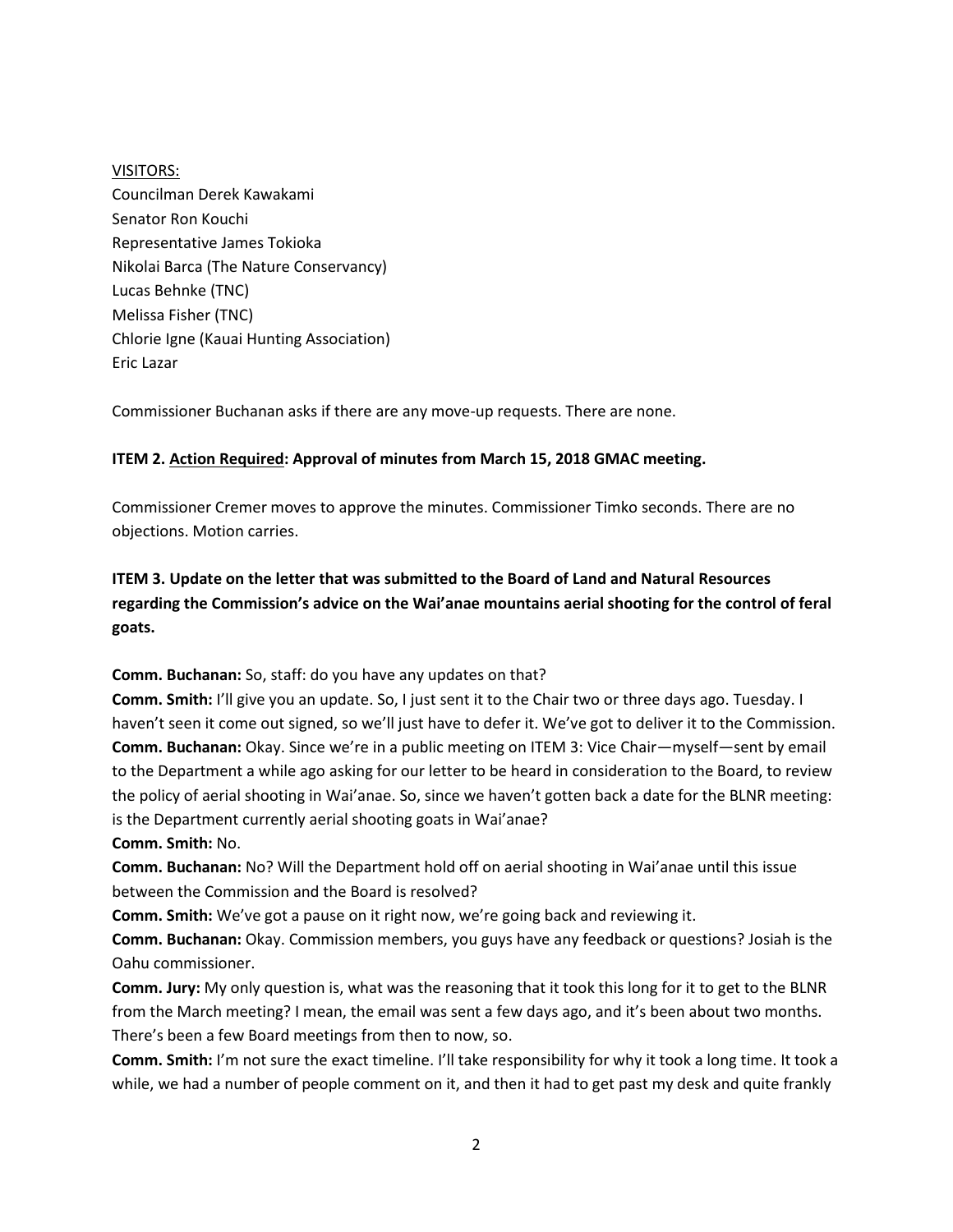VISITORS:

Councilman Derek Kawakami
Senator Ron Kouchi
Representative James Tokioka
Nikolai Barca (The Nature Conservancy)
Lucas Behnke (TNC)
Melissa Fisher (TNC)
Chlorie Igne (Kauai Hunting Association)
Eric Lazar

Commissioner Buchanan asks if there are any move-up requests. There are none.

**ITEM 2. Action Required: Approval of minutes from March 15, 2018 GMAC meeting.**

Commissioner Cremer moves to approve the minutes. Commissioner Timko seconds. There are no objections. Motion carries.

**ITEM 3. Update on the letter that was submitted to the Board of Land and Natural Resources regarding the Commission's advice on the Wai'anae mountains aerial shooting for the control of feral goats.**

**Comm. Buchanan:** So, staff: do you have any updates on that?

**Comm. Smith:** I'll give you an update. So, I just sent it to the Chair two or three days ago. Tuesday. I haven't seen it come out signed, so we'll just have to defer it. We've got to deliver it to the Commission.

**Comm. Buchanan:** Okay. Since we're in a public meeting on ITEM 3: Vice Chair—myself—sent by email to the Department a while ago asking for our letter to be heard in consideration to the Board, to review the policy of aerial shooting in Wai'anae. So, since we haven't gotten back a date for the BLNR meeting: is the Department currently aerial shooting goats in Wai'anae?

**Comm. Smith:** No.

**Comm. Buchanan:** No? Will the Department hold off on aerial shooting in Wai'anae until this issue between the Commission and the Board is resolved?

**Comm. Smith:** We've got a pause on it right now, we're going back and reviewing it.

**Comm. Buchanan:** Okay. Commission members, you guys have any feedback or questions? Josiah is the Oahu commissioner.

**Comm. Jury:** My only question is, what was the reasoning that it took this long for it to get to the BLNR from the March meeting? I mean, the email was sent a few days ago, and it's been about two months. There's been a few Board meetings from then to now, so.

**Comm. Smith:** I'm not sure the exact timeline. I'll take responsibility for why it took a long time. It took a while, we had a number of people comment on it, and then it had to get past my desk and quite frankly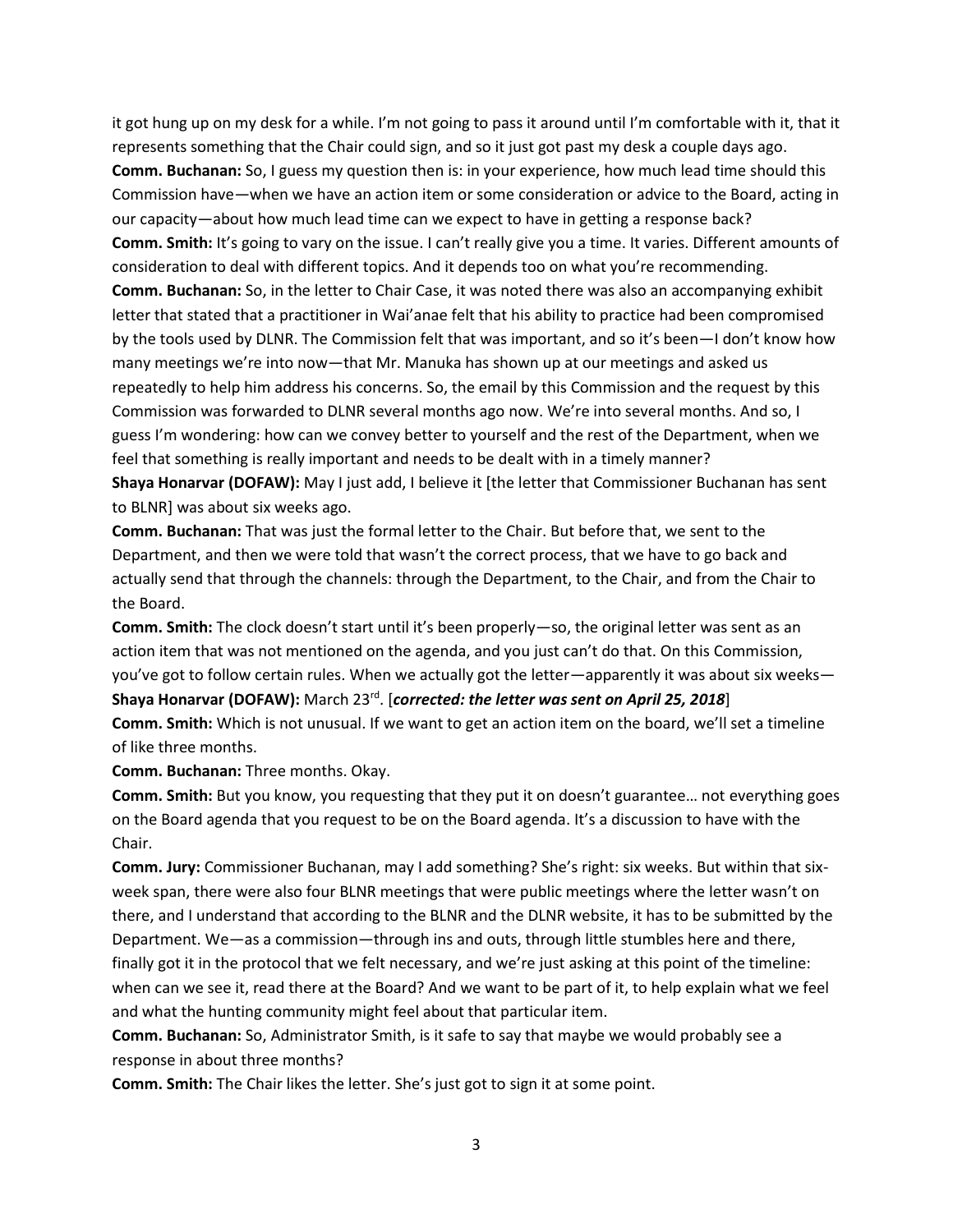it got hung up on my desk for a while. I'm not going to pass it around until I'm comfortable with it, that it represents something that the Chair could sign, and so it just got past my desk a couple days ago.

**Comm. Buchanan:** So, I guess my question then is: in your experience, how much lead time should this Commission have—when we have an action item or some consideration or advice to the Board, acting in our capacity—about how much lead time can we expect to have in getting a response back?

**Comm. Smith:** It's going to vary on the issue. I can't really give you a time. It varies. Different amounts of consideration to deal with different topics. And it depends too on what you're recommending.

**Comm. Buchanan:** So, in the letter to Chair Case, it was noted there was also an accompanying exhibit letter that stated that a practitioner in Wai'anae felt that his ability to practice had been compromised by the tools used by DLNR. The Commission felt that was important, and so it's been—I don't know how many meetings we're into now—that Mr. Manuka has shown up at our meetings and asked us repeatedly to help him address his concerns. So, the email by this Commission and the request by this Commission was forwarded to DLNR several months ago now. We're into several months. And so, I guess I'm wondering: how can we convey better to yourself and the rest of the Department, when we feel that something is really important and needs to be dealt with in a timely manner?

**Shaya Honarvar (DOFAW):** May I just add, I believe it [the letter that Commissioner Buchanan has sent to BLNR] was about six weeks ago.

**Comm. Buchanan:** That was just the formal letter to the Chair. But before that, we sent to the Department, and then we were told that wasn't the correct process, that we have to go back and actually send that through the channels: through the Department, to the Chair, and from the Chair to the Board.

**Comm. Smith:** The clock doesn't start until it's been properly—so, the original letter was sent as an action item that was not mentioned on the agenda, and you just can't do that. On this Commission, you've got to follow certain rules. When we actually got the letter—apparently it was about six weeks—

**Shaya Honarvar (DOFAW):** March 23rd. [***corrected: the letter was sent on April 25, 2018***]

**Comm. Smith:** Which is not unusual. If we want to get an action item on the board, we'll set a timeline of like three months.

**Comm. Buchanan:** Three months. Okay.

**Comm. Smith:** But you know, you requesting that they put it on doesn't guarantee… not everything goes on the Board agenda that you request to be on the Board agenda. It's a discussion to have with the Chair.

**Comm. Jury:** Commissioner Buchanan, may I add something? She's right: six weeks. But within that six-week span, there were also four BLNR meetings that were public meetings where the letter wasn't on there, and I understand that according to the BLNR and the DLNR website, it has to be submitted by the Department. We—as a commission—through ins and outs, through little stumbles here and there, finally got it in the protocol that we felt necessary, and we're just asking at this point of the timeline: when can we see it, read there at the Board? And we want to be part of it, to help explain what we feel and what the hunting community might feel about that particular item.

**Comm. Buchanan:** So, Administrator Smith, is it safe to say that maybe we would probably see a response in about three months?

**Comm. Smith:** The Chair likes the letter. She's just got to sign it at some point.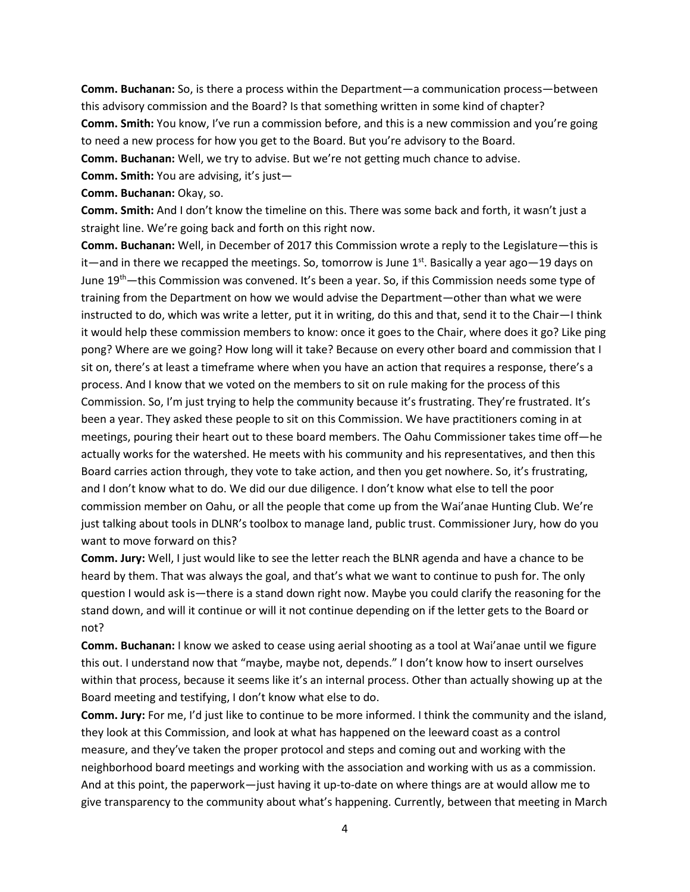**Comm. Buchanan:** So, is there a process within the Department—a communication process—between this advisory commission and the Board? Is that something written in some kind of chapter?

**Comm. Smith:** You know, I've run a commission before, and this is a new commission and you're going to need a new process for how you get to the Board. But you're advisory to the Board.

**Comm. Buchanan:** Well, we try to advise. But we're not getting much chance to advise.

**Comm. Smith:** You are advising, it's just—

**Comm. Buchanan:** Okay, so.

**Comm. Smith:** And I don't know the timeline on this. There was some back and forth, it wasn't just a straight line. We're going back and forth on this right now.

**Comm. Buchanan:** Well, in December of 2017 this Commission wrote a reply to the Legislature—this is it—and in there we recapped the meetings. So, tomorrow is June 1st. Basically a year ago—19 days on June 19th—this Commission was convened. It's been a year. So, if this Commission needs some type of training from the Department on how we would advise the Department—other than what we were instructed to do, which was write a letter, put it in writing, do this and that, send it to the Chair—I think it would help these commission members to know: once it goes to the Chair, where does it go? Like ping pong? Where are we going? How long will it take? Because on every other board and commission that I sit on, there's at least a timeframe where when you have an action that requires a response, there's a process. And I know that we voted on the members to sit on rule making for the process of this Commission. So, I'm just trying to help the community because it's frustrating. They're frustrated. It's been a year. They asked these people to sit on this Commission. We have practitioners coming in at meetings, pouring their heart out to these board members. The Oahu Commissioner takes time off—he actually works for the watershed. He meets with his community and his representatives, and then this Board carries action through, they vote to take action, and then you get nowhere. So, it's frustrating, and I don't know what to do. We did our due diligence. I don't know what else to tell the poor commission member on Oahu, or all the people that come up from the Wai'anae Hunting Club. We're just talking about tools in DLNR's toolbox to manage land, public trust. Commissioner Jury, how do you want to move forward on this?

**Comm. Jury:** Well, I just would like to see the letter reach the BLNR agenda and have a chance to be heard by them. That was always the goal, and that's what we want to continue to push for. The only question I would ask is—there is a stand down right now. Maybe you could clarify the reasoning for the stand down, and will it continue or will it not continue depending on if the letter gets to the Board or not?

**Comm. Buchanan:** I know we asked to cease using aerial shooting as a tool at Wai'anae until we figure this out. I understand now that "maybe, maybe not, depends." I don't know how to insert ourselves within that process, because it seems like it's an internal process. Other than actually showing up at the Board meeting and testifying, I don't know what else to do.

**Comm. Jury:** For me, I'd just like to continue to be more informed. I think the community and the island, they look at this Commission, and look at what has happened on the leeward coast as a control measure, and they've taken the proper protocol and steps and coming out and working with the neighborhood board meetings and working with the association and working with us as a commission. And at this point, the paperwork—just having it up-to-date on where things are at would allow me to give transparency to the community about what's happening. Currently, between that meeting in March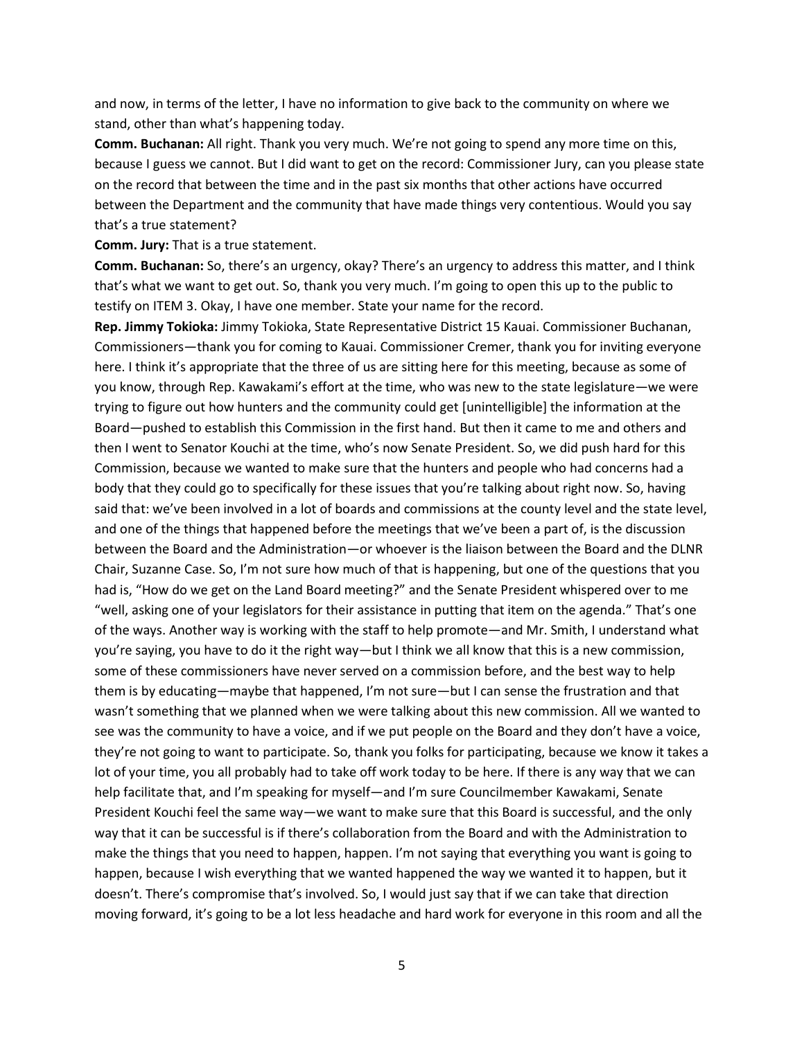and now, in terms of the letter, I have no information to give back to the community on where we stand, other than what's happening today.

**Comm. Buchanan:** All right. Thank you very much. We're not going to spend any more time on this, because I guess we cannot. But I did want to get on the record: Commissioner Jury, can you please state on the record that between the time and in the past six months that other actions have occurred between the Department and the community that have made things very contentious. Would you say that's a true statement?

**Comm. Jury:** That is a true statement.

**Comm. Buchanan:** So, there's an urgency, okay? There's an urgency to address this matter, and I think that's what we want to get out. So, thank you very much. I'm going to open this up to the public to testify on ITEM 3. Okay, I have one member. State your name for the record.

**Rep. Jimmy Tokioka:** Jimmy Tokioka, State Representative District 15 Kauai. Commissioner Buchanan, Commissioners—thank you for coming to Kauai. Commissioner Cremer, thank you for inviting everyone here. I think it's appropriate that the three of us are sitting here for this meeting, because as some of you know, through Rep. Kawakami's effort at the time, who was new to the state legislature—we were trying to figure out how hunters and the community could get [unintelligible] the information at the Board—pushed to establish this Commission in the first hand. But then it came to me and others and then I went to Senator Kouchi at the time, who's now Senate President. So, we did push hard for this Commission, because we wanted to make sure that the hunters and people who had concerns had a body that they could go to specifically for these issues that you're talking about right now. So, having said that: we've been involved in a lot of boards and commissions at the county level and the state level, and one of the things that happened before the meetings that we've been a part of, is the discussion between the Board and the Administration—or whoever is the liaison between the Board and the DLNR Chair, Suzanne Case. So, I'm not sure how much of that is happening, but one of the questions that you had is, "How do we get on the Land Board meeting?" and the Senate President whispered over to me "well, asking one of your legislators for their assistance in putting that item on the agenda." That's one of the ways. Another way is working with the staff to help promote—and Mr. Smith, I understand what you're saying, you have to do it the right way—but I think we all know that this is a new commission, some of these commissioners have never served on a commission before, and the best way to help them is by educating—maybe that happened, I'm not sure—but I can sense the frustration and that wasn't something that we planned when we were talking about this new commission. All we wanted to see was the community to have a voice, and if we put people on the Board and they don't have a voice, they're not going to want to participate. So, thank you folks for participating, because we know it takes a lot of your time, you all probably had to take off work today to be here. If there is any way that we can help facilitate that, and I'm speaking for myself—and I'm sure Councilmember Kawakami, Senate President Kouchi feel the same way—we want to make sure that this Board is successful, and the only way that it can be successful is if there's collaboration from the Board and with the Administration to make the things that you need to happen, happen. I'm not saying that everything you want is going to happen, because I wish everything that we wanted happened the way we wanted it to happen, but it doesn't. There's compromise that's involved. So, I would just say that if we can take that direction moving forward, it's going to be a lot less headache and hard work for everyone in this room and all the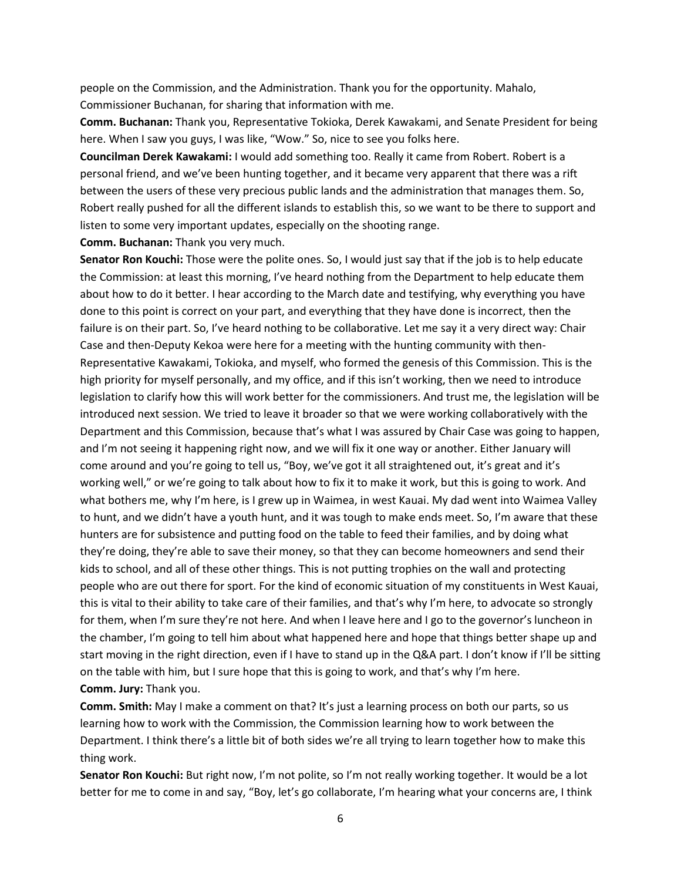people on the Commission, and the Administration. Thank you for the opportunity. Mahalo, Commissioner Buchanan, for sharing that information with me.

**Comm. Buchanan:** Thank you, Representative Tokioka, Derek Kawakami, and Senate President for being here. When I saw you guys, I was like, "Wow." So, nice to see you folks here.

**Councilman Derek Kawakami:** I would add something too. Really it came from Robert. Robert is a personal friend, and we've been hunting together, and it became very apparent that there was a rift between the users of these very precious public lands and the administration that manages them. So, Robert really pushed for all the different islands to establish this, so we want to be there to support and listen to some very important updates, especially on the shooting range.

**Comm. Buchanan:** Thank you very much.

**Senator Ron Kouchi:** Those were the polite ones. So, I would just say that if the job is to help educate the Commission: at least this morning, I've heard nothing from the Department to help educate them about how to do it better. I hear according to the March date and testifying, why everything you have done to this point is correct on your part, and everything that they have done is incorrect, then the failure is on their part. So, I've heard nothing to be collaborative. Let me say it a very direct way: Chair Case and then-Deputy Kekoa were here for a meeting with the hunting community with then-Representative Kawakami, Tokioka, and myself, who formed the genesis of this Commission. This is the high priority for myself personally, and my office, and if this isn't working, then we need to introduce legislation to clarify how this will work better for the commissioners. And trust me, the legislation will be introduced next session. We tried to leave it broader so that we were working collaboratively with the Department and this Commission, because that's what I was assured by Chair Case was going to happen, and I'm not seeing it happening right now, and we will fix it one way or another. Either January will come around and you're going to tell us, "Boy, we've got it all straightened out, it's great and it's working well," or we're going to talk about how to fix it to make it work, but this is going to work. And what bothers me, why I'm here, is I grew up in Waimea, in west Kauai. My dad went into Waimea Valley to hunt, and we didn't have a youth hunt, and it was tough to make ends meet. So, I'm aware that these hunters are for subsistence and putting food on the table to feed their families, and by doing what they're doing, they're able to save their money, so that they can become homeowners and send their kids to school, and all of these other things. This is not putting trophies on the wall and protecting people who are out there for sport. For the kind of economic situation of my constituents in West Kauai, this is vital to their ability to take care of their families, and that's why I'm here, to advocate so strongly for them, when I'm sure they're not here. And when I leave here and I go to the governor's luncheon in the chamber, I'm going to tell him about what happened here and hope that things better shape up and start moving in the right direction, even if I have to stand up in the Q&A part. I don't know if I'll be sitting on the table with him, but I sure hope that this is going to work, and that's why I'm here.

**Comm. Jury:** Thank you.

**Comm. Smith:** May I make a comment on that? It's just a learning process on both our parts, so us learning how to work with the Commission, the Commission learning how to work between the Department. I think there's a little bit of both sides we're all trying to learn together how to make this thing work.

**Senator Ron Kouchi:** But right now, I'm not polite, so I'm not really working together. It would be a lot better for me to come in and say, "Boy, let's go collaborate, I'm hearing what your concerns are, I think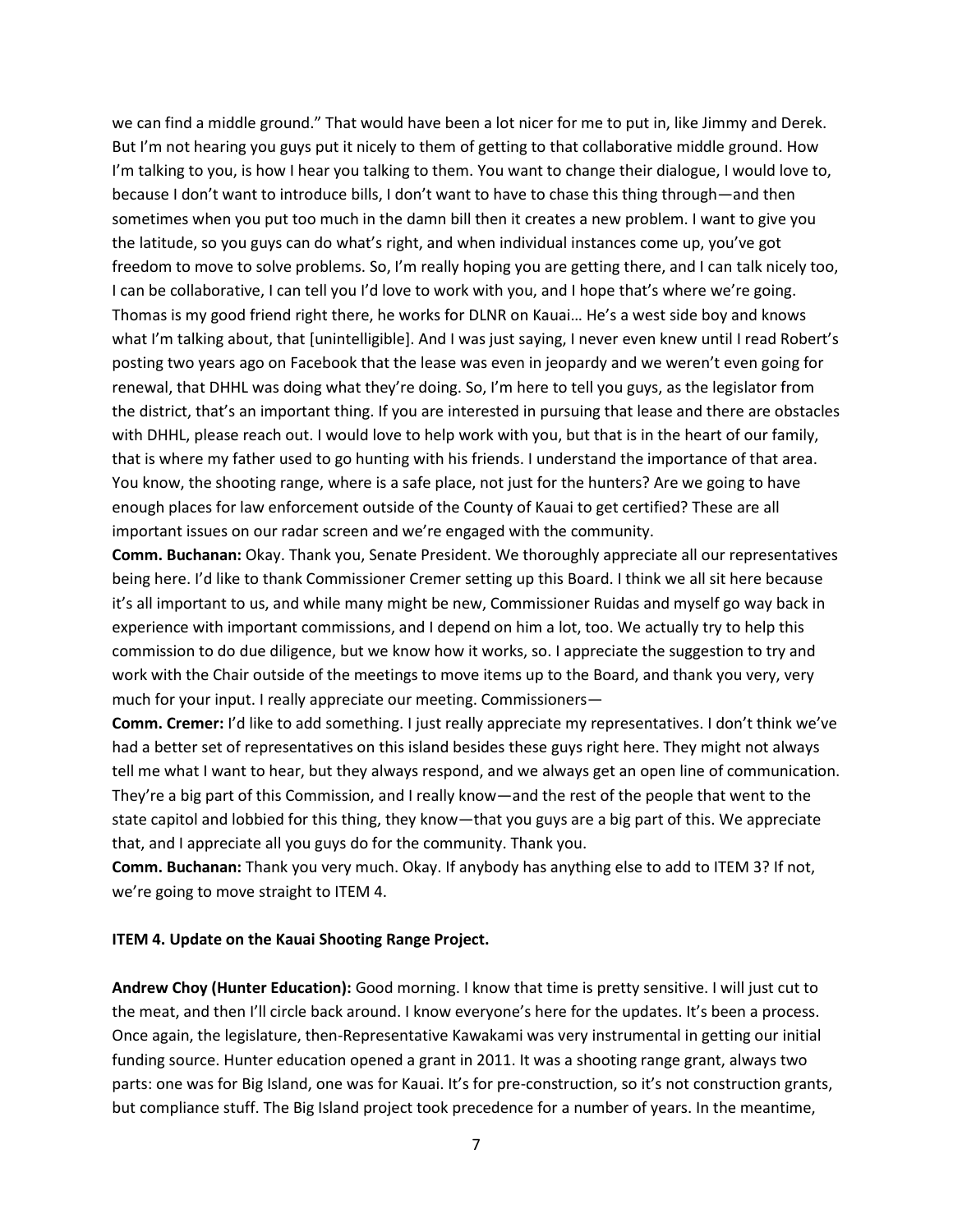we can find a middle ground." That would have been a lot nicer for me to put in, like Jimmy and Derek. But I'm not hearing you guys put it nicely to them of getting to that collaborative middle ground. How I'm talking to you, is how I hear you talking to them. You want to change their dialogue, I would love to, because I don't want to introduce bills, I don't want to have to chase this thing through—and then sometimes when you put too much in the damn bill then it creates a new problem. I want to give you the latitude, so you guys can do what's right, and when individual instances come up, you've got freedom to move to solve problems. So, I'm really hoping you are getting there, and I can talk nicely too, I can be collaborative, I can tell you I'd love to work with you, and I hope that's where we're going. Thomas is my good friend right there, he works for DLNR on Kauai… He's a west side boy and knows what I'm talking about, that [unintelligible]. And I was just saying, I never even knew until I read Robert's posting two years ago on Facebook that the lease was even in jeopardy and we weren't even going for renewal, that DHHL was doing what they're doing. So, I'm here to tell you guys, as the legislator from the district, that's an important thing. If you are interested in pursuing that lease and there are obstacles with DHHL, please reach out. I would love to help work with you, but that is in the heart of our family, that is where my father used to go hunting with his friends. I understand the importance of that area. You know, the shooting range, where is a safe place, not just for the hunters? Are we going to have enough places for law enforcement outside of the County of Kauai to get certified? These are all important issues on our radar screen and we're engaged with the community.

**Comm. Buchanan:** Okay. Thank you, Senate President. We thoroughly appreciate all our representatives being here. I'd like to thank Commissioner Cremer setting up this Board. I think we all sit here because it's all important to us, and while many might be new, Commissioner Ruidas and myself go way back in experience with important commissions, and I depend on him a lot, too. We actually try to help this commission to do due diligence, but we know how it works, so. I appreciate the suggestion to try and work with the Chair outside of the meetings to move items up to the Board, and thank you very, very much for your input. I really appreciate our meeting. Commissioners—

**Comm. Cremer:** I'd like to add something. I just really appreciate my representatives. I don't think we've had a better set of representatives on this island besides these guys right here. They might not always tell me what I want to hear, but they always respond, and we always get an open line of communication. They're a big part of this Commission, and I really know—and the rest of the people that went to the state capitol and lobbied for this thing, they know—that you guys are a big part of this. We appreciate that, and I appreciate all you guys do for the community. Thank you.

**Comm. Buchanan:** Thank you very much. Okay. If anybody has anything else to add to ITEM 3? If not, we're going to move straight to ITEM 4.

**ITEM 4. Update on the Kauai Shooting Range Project.**

**Andrew Choy (Hunter Education):** Good morning. I know that time is pretty sensitive. I will just cut to the meat, and then I'll circle back around. I know everyone's here for the updates. It's been a process. Once again, the legislature, then-Representative Kawakami was very instrumental in getting our initial funding source. Hunter education opened a grant in 2011. It was a shooting range grant, always two parts: one was for Big Island, one was for Kauai. It's for pre-construction, so it's not construction grants, but compliance stuff. The Big Island project took precedence for a number of years. In the meantime,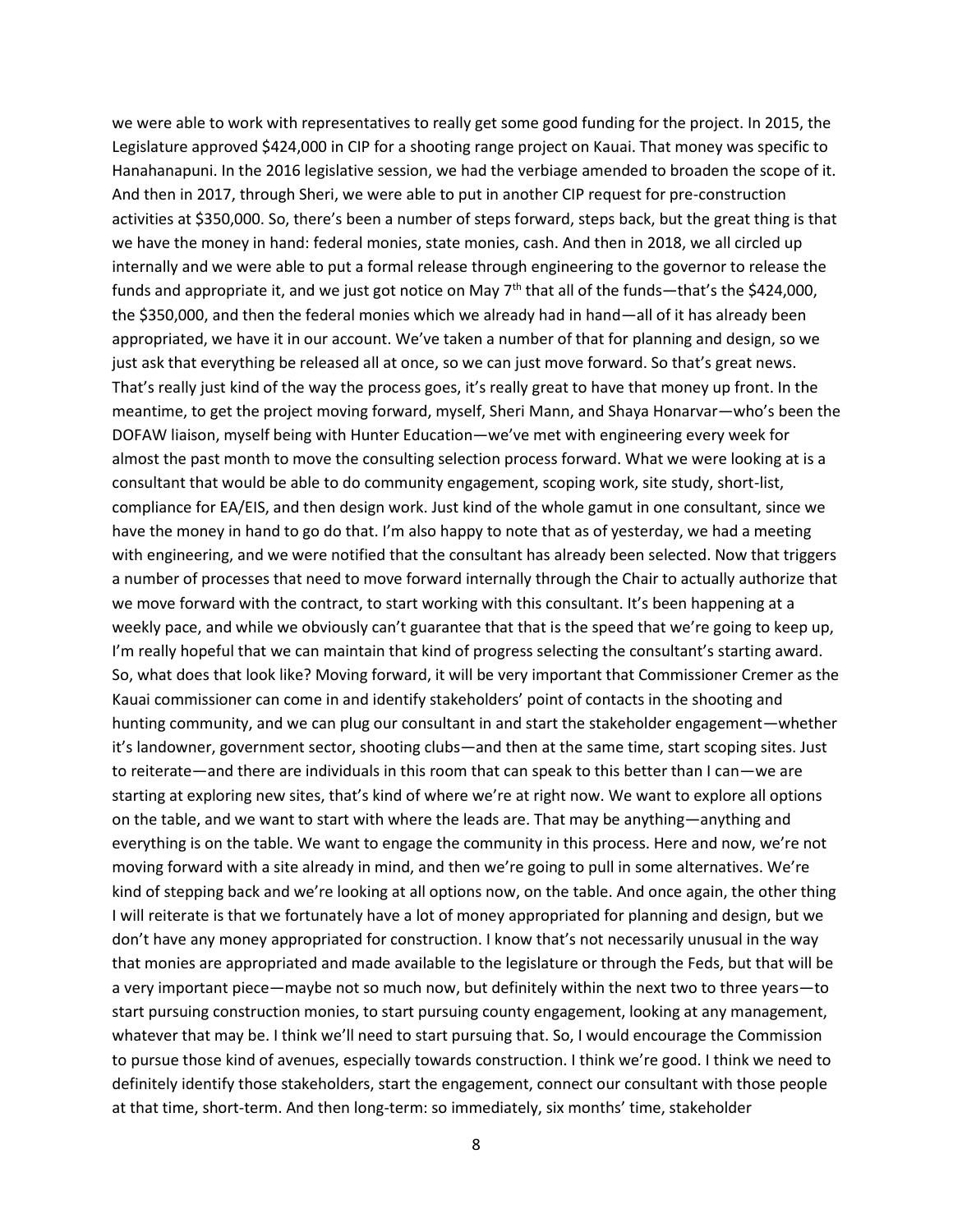we were able to work with representatives to really get some good funding for the project. In 2015, the Legislature approved $424,000 in CIP for a shooting range project on Kauai. That money was specific to Hanahanapuni. In the 2016 legislative session, we had the verbiage amended to broaden the scope of it. And then in 2017, through Sheri, we were able to put in another CIP request for pre-construction activities at $350,000. So, there's been a number of steps forward, steps back, but the great thing is that we have the money in hand: federal monies, state monies, cash. And then in 2018, we all circled up internally and we were able to put a formal release through engineering to the governor to release the funds and appropriate it, and we just got notice on May 7th that all of the funds—that's the $424,000, the $350,000, and then the federal monies which we already had in hand—all of it has already been appropriated, we have it in our account. We've taken a number of that for planning and design, so we just ask that everything be released all at once, so we can just move forward. So that's great news. That's really just kind of the way the process goes, it's really great to have that money up front. In the meantime, to get the project moving forward, myself, Sheri Mann, and Shaya Honarvar—who's been the DOFAW liaison, myself being with Hunter Education—we've met with engineering every week for almost the past month to move the consulting selection process forward. What we were looking at is a consultant that would be able to do community engagement, scoping work, site study, short-list, compliance for EA/EIS, and then design work. Just kind of the whole gamut in one consultant, since we have the money in hand to go do that. I'm also happy to note that as of yesterday, we had a meeting with engineering, and we were notified that the consultant has already been selected. Now that triggers a number of processes that need to move forward internally through the Chair to actually authorize that we move forward with the contract, to start working with this consultant. It's been happening at a weekly pace, and while we obviously can't guarantee that that is the speed that we're going to keep up, I'm really hopeful that we can maintain that kind of progress selecting the consultant's starting award. So, what does that look like? Moving forward, it will be very important that Commissioner Cremer as the Kauai commissioner can come in and identify stakeholders' point of contacts in the shooting and hunting community, and we can plug our consultant in and start the stakeholder engagement—whether it's landowner, government sector, shooting clubs—and then at the same time, start scoping sites. Just to reiterate—and there are individuals in this room that can speak to this better than I can—we are starting at exploring new sites, that's kind of where we're at right now. We want to explore all options on the table, and we want to start with where the leads are. That may be anything—anything and everything is on the table. We want to engage the community in this process. Here and now, we're not moving forward with a site already in mind, and then we're going to pull in some alternatives. We're kind of stepping back and we're looking at all options now, on the table. And once again, the other thing I will reiterate is that we fortunately have a lot of money appropriated for planning and design, but we don't have any money appropriated for construction. I know that's not necessarily unusual in the way that monies are appropriated and made available to the legislature or through the Feds, but that will be a very important piece—maybe not so much now, but definitely within the next two to three years—to start pursuing construction monies, to start pursuing county engagement, looking at any management, whatever that may be. I think we'll need to start pursuing that. So, I would encourage the Commission to pursue those kind of avenues, especially towards construction. I think we're good. I think we need to definitely identify those stakeholders, start the engagement, connect our consultant with those people at that time, short-term. And then long-term: so immediately, six months' time, stakeholder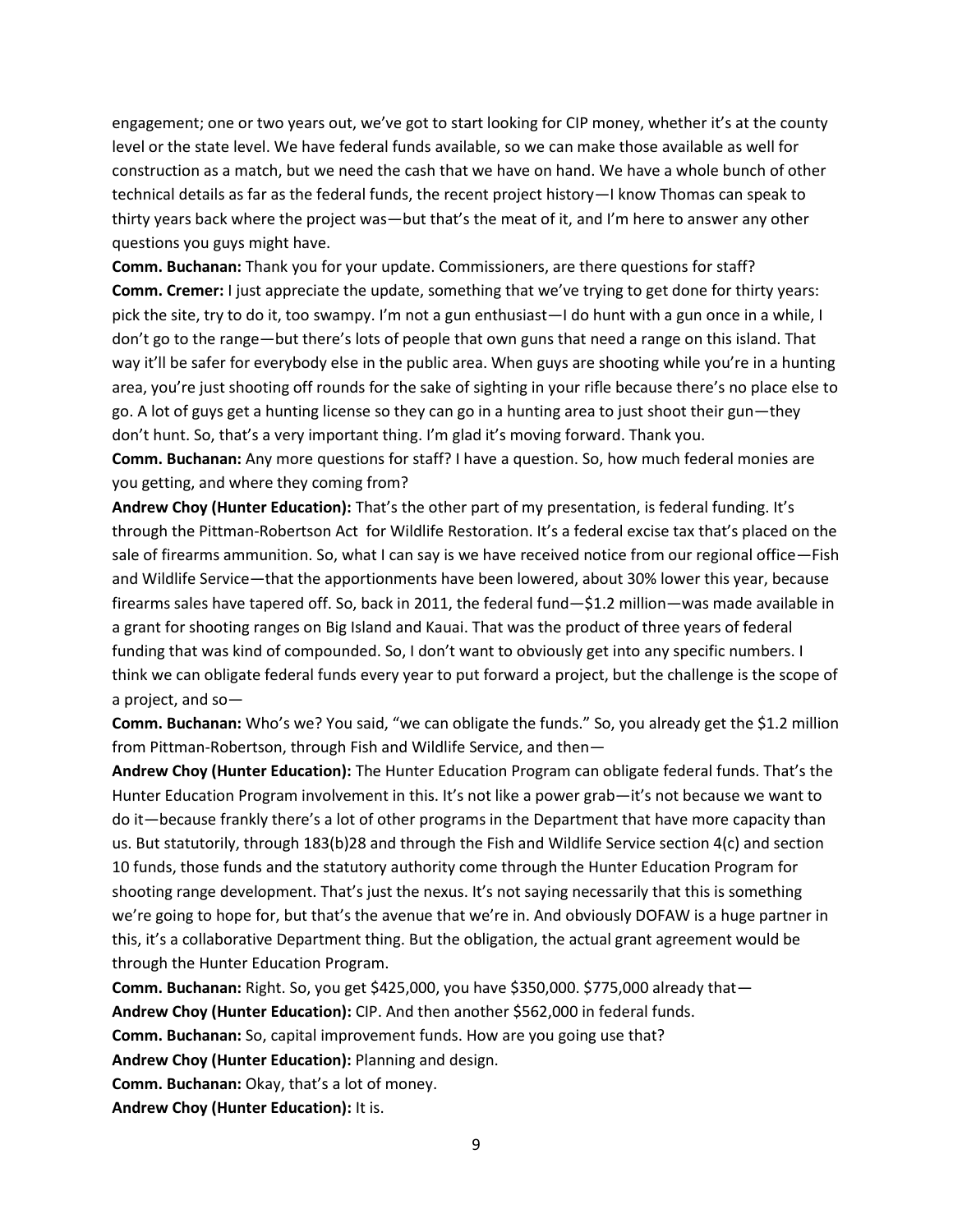engagement; one or two years out, we've got to start looking for CIP money, whether it's at the county level or the state level. We have federal funds available, so we can make those available as well for construction as a match, but we need the cash that we have on hand. We have a whole bunch of other technical details as far as the federal funds, the recent project history—I know Thomas can speak to thirty years back where the project was—but that's the meat of it, and I'm here to answer any other questions you guys might have.

**Comm. Buchanan:** Thank you for your update. Commissioners, are there questions for staff?

**Comm. Cremer:** I just appreciate the update, something that we've trying to get done for thirty years: pick the site, try to do it, too swampy. I'm not a gun enthusiast—I do hunt with a gun once in a while, I don't go to the range—but there's lots of people that own guns that need a range on this island. That way it'll be safer for everybody else in the public area. When guys are shooting while you're in a hunting area, you're just shooting off rounds for the sake of sighting in your rifle because there's no place else to go. A lot of guys get a hunting license so they can go in a hunting area to just shoot their gun—they don't hunt. So, that's a very important thing. I'm glad it's moving forward. Thank you.

**Comm. Buchanan:** Any more questions for staff? I have a question. So, how much federal monies are you getting, and where they coming from?

**Andrew Choy (Hunter Education):** That's the other part of my presentation, is federal funding. It's through the Pittman-Robertson Act for Wildlife Restoration. It's a federal excise tax that's placed on the sale of firearms ammunition. So, what I can say is we have received notice from our regional office—Fish and Wildlife Service—that the apportionments have been lowered, about 30% lower this year, because firearms sales have tapered off. So, back in 2011, the federal fund—$1.2 million—was made available in a grant for shooting ranges on Big Island and Kauai. That was the product of three years of federal funding that was kind of compounded. So, I don't want to obviously get into any specific numbers. I think we can obligate federal funds every year to put forward a project, but the challenge is the scope of a project, and so—

**Comm. Buchanan:** Who's we? You said, "we can obligate the funds." So, you already get the $1.2 million from Pittman-Robertson, through Fish and Wildlife Service, and then—

**Andrew Choy (Hunter Education):** The Hunter Education Program can obligate federal funds. That's the Hunter Education Program involvement in this. It's not like a power grab—it's not because we want to do it—because frankly there's a lot of other programs in the Department that have more capacity than us. But statutorily, through 183(b)28 and through the Fish and Wildlife Service section 4(c) and section 10 funds, those funds and the statutory authority come through the Hunter Education Program for shooting range development. That's just the nexus. It's not saying necessarily that this is something we're going to hope for, but that's the avenue that we're in. And obviously DOFAW is a huge partner in this, it's a collaborative Department thing. But the obligation, the actual grant agreement would be through the Hunter Education Program.

**Comm. Buchanan:** Right. So, you get $425,000, you have $350,000. $775,000 already that—

**Andrew Choy (Hunter Education):** CIP. And then another $562,000 in federal funds.

**Comm. Buchanan:** So, capital improvement funds. How are you going use that?

**Andrew Choy (Hunter Education):** Planning and design.

**Comm. Buchanan:** Okay, that's a lot of money.

**Andrew Choy (Hunter Education):** It is.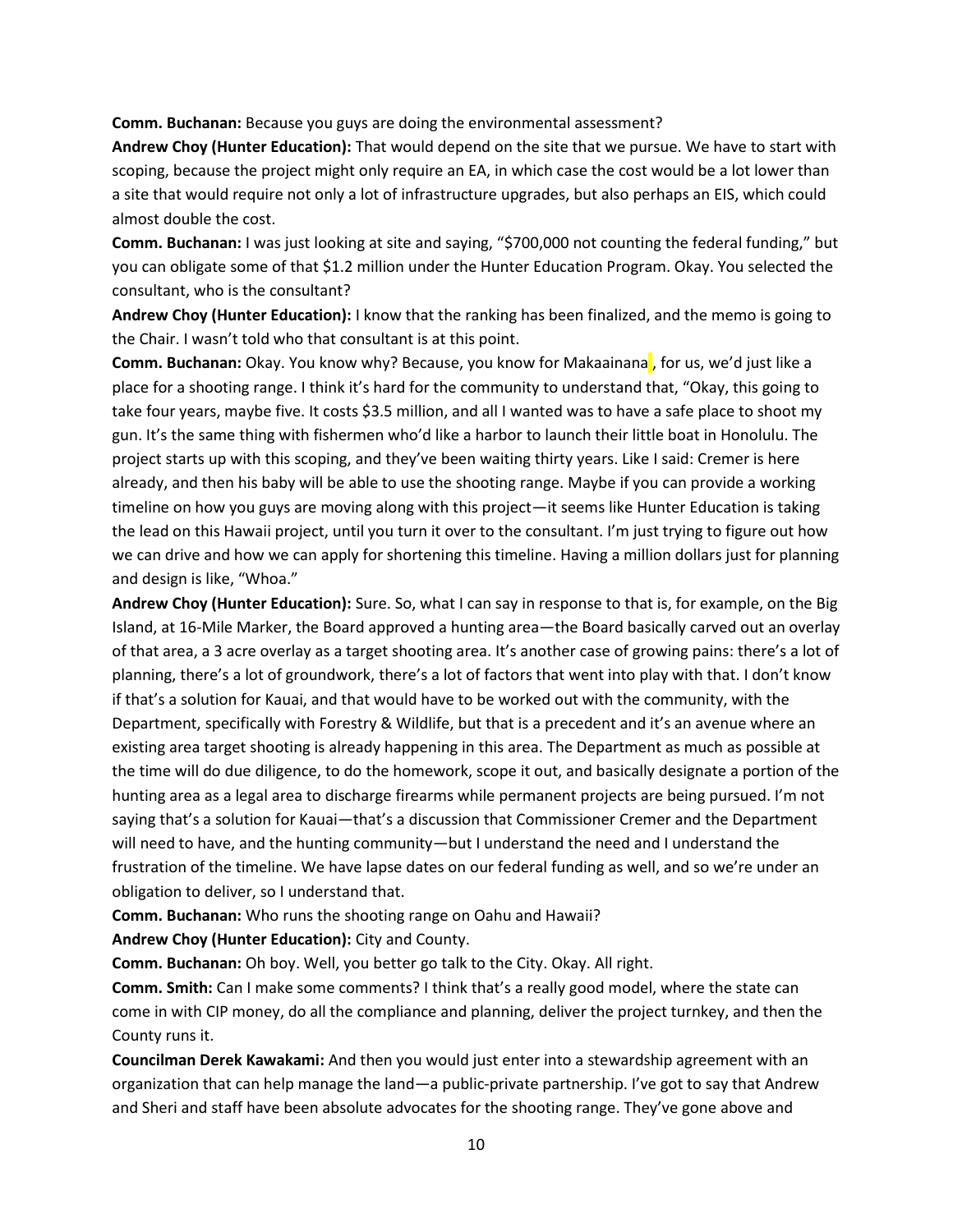**Comm. Buchanan:** Because you guys are doing the environmental assessment?

**Andrew Choy (Hunter Education):** That would depend on the site that we pursue. We have to start with scoping, because the project might only require an EA, in which case the cost would be a lot lower than a site that would require not only a lot of infrastructure upgrades, but also perhaps an EIS, which could almost double the cost.

**Comm. Buchanan:** I was just looking at site and saying, "$700,000 not counting the federal funding," but you can obligate some of that $1.2 million under the Hunter Education Program. Okay. You selected the consultant, who is the consultant?

**Andrew Choy (Hunter Education):** I know that the ranking has been finalized, and the memo is going to the Chair. I wasn't told who that consultant is at this point.

**Comm. Buchanan:** Okay. You know why? Because, you know for Makaainana , for us, we'd just like a place for a shooting range. I think it's hard for the community to understand that, "Okay, this going to take four years, maybe five. It costs $3.5 million, and all I wanted was to have a safe place to shoot my gun. It's the same thing with fishermen who'd like a harbor to launch their little boat in Honolulu. The project starts up with this scoping, and they've been waiting thirty years. Like I said: Cremer is here already, and then his baby will be able to use the shooting range. Maybe if you can provide a working timeline on how you guys are moving along with this project—it seems like Hunter Education is taking the lead on this Hawaii project, until you turn it over to the consultant. I'm just trying to figure out how we can drive and how we can apply for shortening this timeline. Having a million dollars just for planning and design is like, "Whoa."

**Andrew Choy (Hunter Education):** Sure. So, what I can say in response to that is, for example, on the Big Island, at 16-Mile Marker, the Board approved a hunting area—the Board basically carved out an overlay of that area, a 3 acre overlay as a target shooting area. It's another case of growing pains: there's a lot of planning, there's a lot of groundwork, there's a lot of factors that went into play with that. I don't know if that's a solution for Kauai, and that would have to be worked out with the community, with the Department, specifically with Forestry & Wildlife, but that is a precedent and it's an avenue where an existing area target shooting is already happening in this area. The Department as much as possible at the time will do due diligence, to do the homework, scope it out, and basically designate a portion of the hunting area as a legal area to discharge firearms while permanent projects are being pursued. I'm not saying that's a solution for Kauai—that's a discussion that Commissioner Cremer and the Department will need to have, and the hunting community—but I understand the need and I understand the frustration of the timeline. We have lapse dates on our federal funding as well, and so we're under an obligation to deliver, so I understand that.

**Comm. Buchanan:** Who runs the shooting range on Oahu and Hawaii?

**Andrew Choy (Hunter Education):** City and County.

**Comm. Buchanan:** Oh boy. Well, you better go talk to the City. Okay. All right.

**Comm. Smith:** Can I make some comments? I think that's a really good model, where the state can come in with CIP money, do all the compliance and planning, deliver the project turnkey, and then the County runs it.

**Councilman Derek Kawakami:** And then you would just enter into a stewardship agreement with an organization that can help manage the land—a public-private partnership. I've got to say that Andrew and Sheri and staff have been absolute advocates for the shooting range. They've gone above and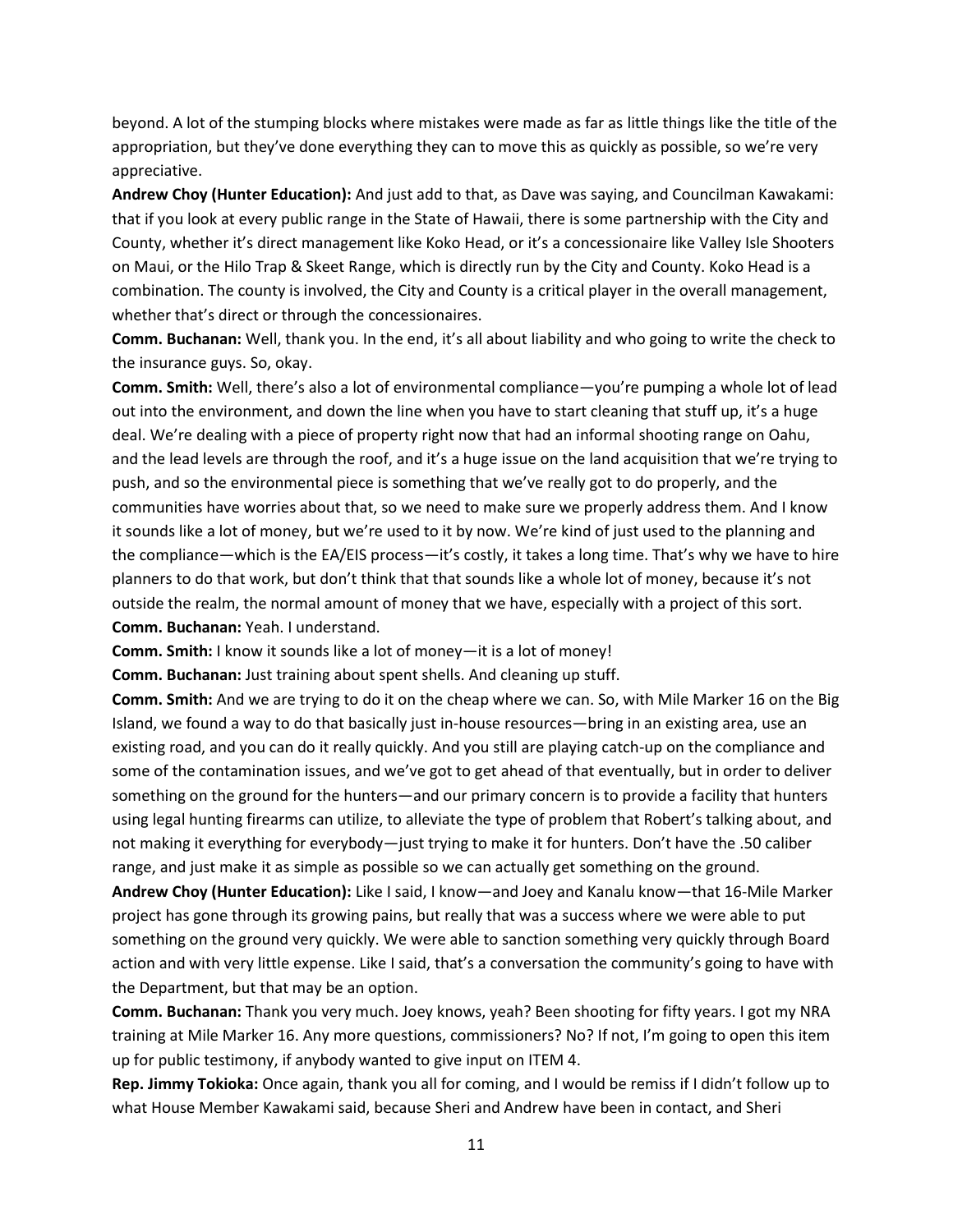beyond. A lot of the stumping blocks where mistakes were made as far as little things like the title of the appropriation, but they've done everything they can to move this as quickly as possible, so we're very appreciative.

**Andrew Choy (Hunter Education):** And just add to that, as Dave was saying, and Councilman Kawakami: that if you look at every public range in the State of Hawaii, there is some partnership with the City and County, whether it's direct management like Koko Head, or it's a concessionaire like Valley Isle Shooters on Maui, or the Hilo Trap & Skeet Range, which is directly run by the City and County. Koko Head is a combination. The county is involved, the City and County is a critical player in the overall management, whether that's direct or through the concessionaires.

**Comm. Buchanan:** Well, thank you. In the end, it's all about liability and who going to write the check to the insurance guys. So, okay.

**Comm. Smith:** Well, there's also a lot of environmental compliance—you're pumping a whole lot of lead out into the environment, and down the line when you have to start cleaning that stuff up, it's a huge deal. We're dealing with a piece of property right now that had an informal shooting range on Oahu, and the lead levels are through the roof, and it's a huge issue on the land acquisition that we're trying to push, and so the environmental piece is something that we've really got to do properly, and the communities have worries about that, so we need to make sure we properly address them. And I know it sounds like a lot of money, but we're used to it by now. We're kind of just used to the planning and the compliance—which is the EA/EIS process—it's costly, it takes a long time. That's why we have to hire planners to do that work, but don't think that that sounds like a whole lot of money, because it's not outside the realm, the normal amount of money that we have, especially with a project of this sort.

**Comm. Buchanan:** Yeah. I understand.

**Comm. Smith:** I know it sounds like a lot of money—it is a lot of money!

**Comm. Buchanan:** Just training about spent shells. And cleaning up stuff.

**Comm. Smith:** And we are trying to do it on the cheap where we can. So, with Mile Marker 16 on the Big Island, we found a way to do that basically just in-house resources—bring in an existing area, use an existing road, and you can do it really quickly. And you still are playing catch-up on the compliance and some of the contamination issues, and we've got to get ahead of that eventually, but in order to deliver something on the ground for the hunters—and our primary concern is to provide a facility that hunters using legal hunting firearms can utilize, to alleviate the type of problem that Robert's talking about, and not making it everything for everybody—just trying to make it for hunters. Don't have the .50 caliber range, and just make it as simple as possible so we can actually get something on the ground.

**Andrew Choy (Hunter Education):** Like I said, I know—and Joey and Kanalu know—that 16-Mile Marker project has gone through its growing pains, but really that was a success where we were able to put something on the ground very quickly. We were able to sanction something very quickly through Board action and with very little expense. Like I said, that's a conversation the community's going to have with the Department, but that may be an option.

**Comm. Buchanan:** Thank you very much. Joey knows, yeah? Been shooting for fifty years. I got my NRA training at Mile Marker 16. Any more questions, commissioners? No? If not, I'm going to open this item up for public testimony, if anybody wanted to give input on ITEM 4.

**Rep. Jimmy Tokioka:** Once again, thank you all for coming, and I would be remiss if I didn't follow up to what House Member Kawakami said, because Sheri and Andrew have been in contact, and Sheri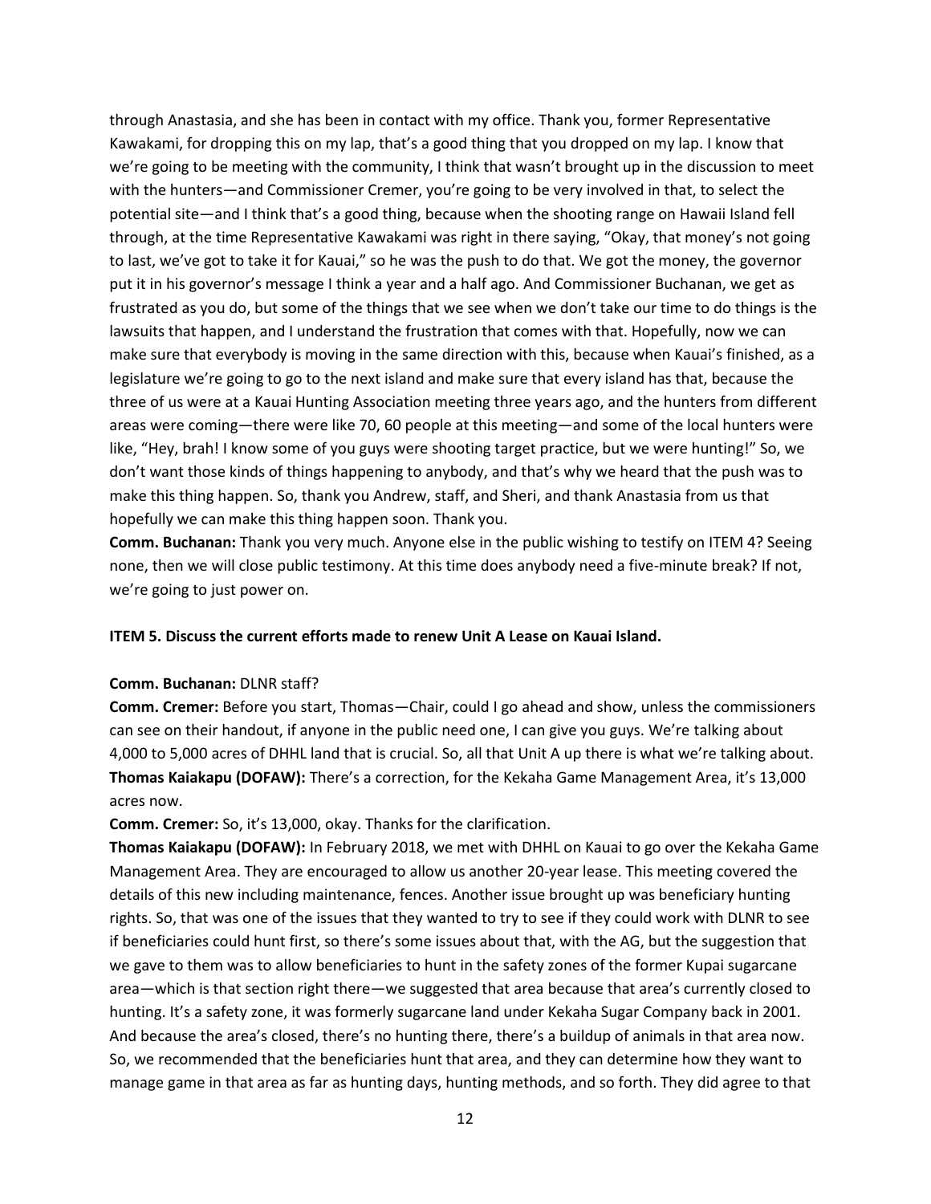through Anastasia, and she has been in contact with my office. Thank you, former Representative Kawakami, for dropping this on my lap, that's a good thing that you dropped on my lap. I know that we're going to be meeting with the community, I think that wasn't brought up in the discussion to meet with the hunters—and Commissioner Cremer, you're going to be very involved in that, to select the potential site—and I think that's a good thing, because when the shooting range on Hawaii Island fell through, at the time Representative Kawakami was right in there saying, "Okay, that money's not going to last, we've got to take it for Kauai," so he was the push to do that. We got the money, the governor put it in his governor's message I think a year and a half ago. And Commissioner Buchanan, we get as frustrated as you do, but some of the things that we see when we don't take our time to do things is the lawsuits that happen, and I understand the frustration that comes with that. Hopefully, now we can make sure that everybody is moving in the same direction with this, because when Kauai's finished, as a legislature we're going to go to the next island and make sure that every island has that, because the three of us were at a Kauai Hunting Association meeting three years ago, and the hunters from different areas were coming—there were like 70, 60 people at this meeting—and some of the local hunters were like, "Hey, brah! I know some of you guys were shooting target practice, but we were hunting!" So, we don't want those kinds of things happening to anybody, and that's why we heard that the push was to make this thing happen. So, thank you Andrew, staff, and Sheri, and thank Anastasia from us that hopefully we can make this thing happen soon. Thank you.

**Comm. Buchanan:** Thank you very much. Anyone else in the public wishing to testify on ITEM 4? Seeing none, then we will close public testimony. At this time does anybody need a five-minute break? If not, we're going to just power on.

**ITEM 5. Discuss the current efforts made to renew Unit A Lease on Kauai Island.**

**Comm. Buchanan:** DLNR staff?

**Comm. Cremer:** Before you start, Thomas—Chair, could I go ahead and show, unless the commissioners can see on their handout, if anyone in the public need one, I can give you guys. We're talking about 4,000 to 5,000 acres of DHHL land that is crucial. So, all that Unit A up there is what we're talking about.

**Thomas Kaiakapu (DOFAW):** There's a correction, for the Kekaha Game Management Area, it's 13,000 acres now.

**Comm. Cremer:** So, it's 13,000, okay. Thanks for the clarification.

**Thomas Kaiakapu (DOFAW):** In February 2018, we met with DHHL on Kauai to go over the Kekaha Game Management Area. They are encouraged to allow us another 20-year lease. This meeting covered the details of this new including maintenance, fences. Another issue brought up was beneficiary hunting rights. So, that was one of the issues that they wanted to try to see if they could work with DLNR to see if beneficiaries could hunt first, so there's some issues about that, with the AG, but the suggestion that we gave to them was to allow beneficiaries to hunt in the safety zones of the former Kupai sugarcane area—which is that section right there—we suggested that area because that area's currently closed to hunting. It's a safety zone, it was formerly sugarcane land under Kekaha Sugar Company back in 2001. And because the area's closed, there's no hunting there, there's a buildup of animals in that area now. So, we recommended that the beneficiaries hunt that area, and they can determine how they want to manage game in that area as far as hunting days, hunting methods, and so forth. They did agree to that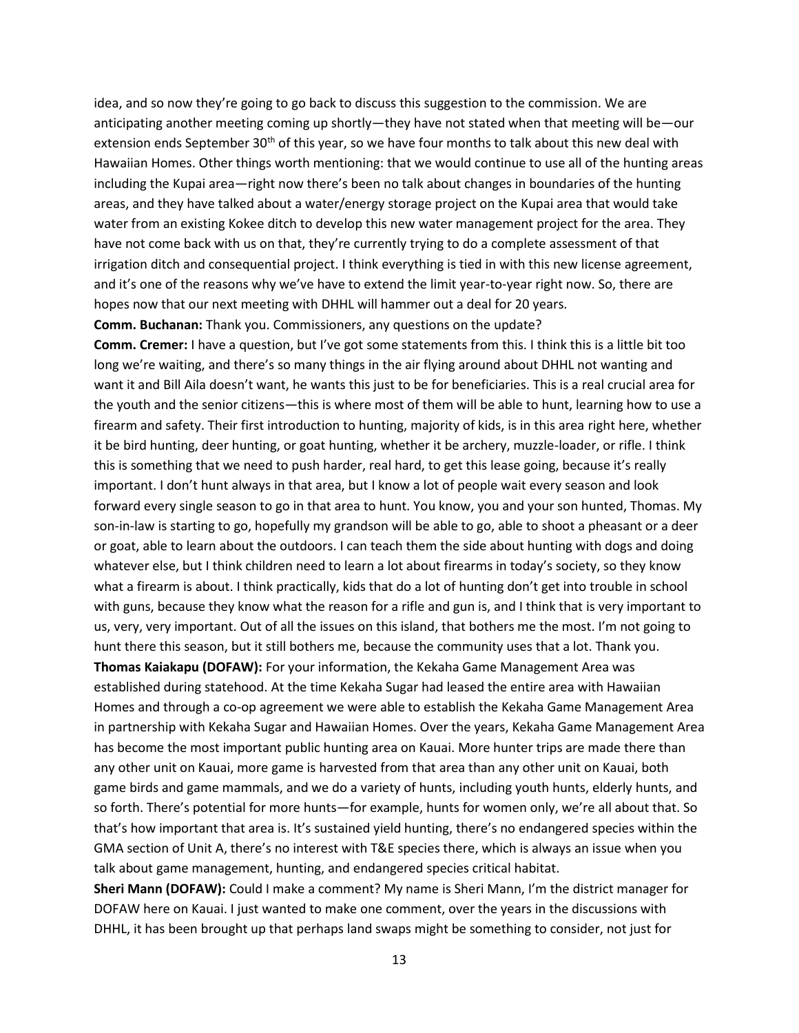idea, and so now they're going to go back to discuss this suggestion to the commission. We are anticipating another meeting coming up shortly—they have not stated when that meeting will be—our extension ends September 30th of this year, so we have four months to talk about this new deal with Hawaiian Homes. Other things worth mentioning: that we would continue to use all of the hunting areas including the Kupai area—right now there's been no talk about changes in boundaries of the hunting areas, and they have talked about a water/energy storage project on the Kupai area that would take water from an existing Kokee ditch to develop this new water management project for the area. They have not come back with us on that, they're currently trying to do a complete assessment of that irrigation ditch and consequential project. I think everything is tied in with this new license agreement, and it's one of the reasons why we've have to extend the limit year-to-year right now. So, there are hopes now that our next meeting with DHHL will hammer out a deal for 20 years.

**Comm. Buchanan:** Thank you. Commissioners, any questions on the update?

**Comm. Cremer:** I have a question, but I've got some statements from this. I think this is a little bit too long we're waiting, and there's so many things in the air flying around about DHHL not wanting and want it and Bill Aila doesn't want, he wants this just to be for beneficiaries. This is a real crucial area for the youth and the senior citizens—this is where most of them will be able to hunt, learning how to use a firearm and safety. Their first introduction to hunting, majority of kids, is in this area right here, whether it be bird hunting, deer hunting, or goat hunting, whether it be archery, muzzle-loader, or rifle. I think this is something that we need to push harder, real hard, to get this lease going, because it's really important. I don't hunt always in that area, but I know a lot of people wait every season and look forward every single season to go in that area to hunt. You know, you and your son hunted, Thomas. My son-in-law is starting to go, hopefully my grandson will be able to go, able to shoot a pheasant or a deer or goat, able to learn about the outdoors. I can teach them the side about hunting with dogs and doing whatever else, but I think children need to learn a lot about firearms in today's society, so they know what a firearm is about. I think practically, kids that do a lot of hunting don't get into trouble in school with guns, because they know what the reason for a rifle and gun is, and I think that is very important to us, very, very important. Out of all the issues on this island, that bothers me the most. I'm not going to hunt there this season, but it still bothers me, because the community uses that a lot. Thank you.

**Thomas Kaiakapu (DOFAW):** For your information, the Kekaha Game Management Area was established during statehood. At the time Kekaha Sugar had leased the entire area with Hawaiian Homes and through a co-op agreement we were able to establish the Kekaha Game Management Area in partnership with Kekaha Sugar and Hawaiian Homes. Over the years, Kekaha Game Management Area has become the most important public hunting area on Kauai. More hunter trips are made there than any other unit on Kauai, more game is harvested from that area than any other unit on Kauai, both game birds and game mammals, and we do a variety of hunts, including youth hunts, elderly hunts, and so forth. There's potential for more hunts—for example, hunts for women only, we're all about that. So that's how important that area is. It's sustained yield hunting, there's no endangered species within the GMA section of Unit A, there's no interest with T&E species there, which is always an issue when you talk about game management, hunting, and endangered species critical habitat.

**Sheri Mann (DOFAW):** Could I make a comment? My name is Sheri Mann, I'm the district manager for DOFAW here on Kauai. I just wanted to make one comment, over the years in the discussions with DHHL, it has been brought up that perhaps land swaps might be something to consider, not just for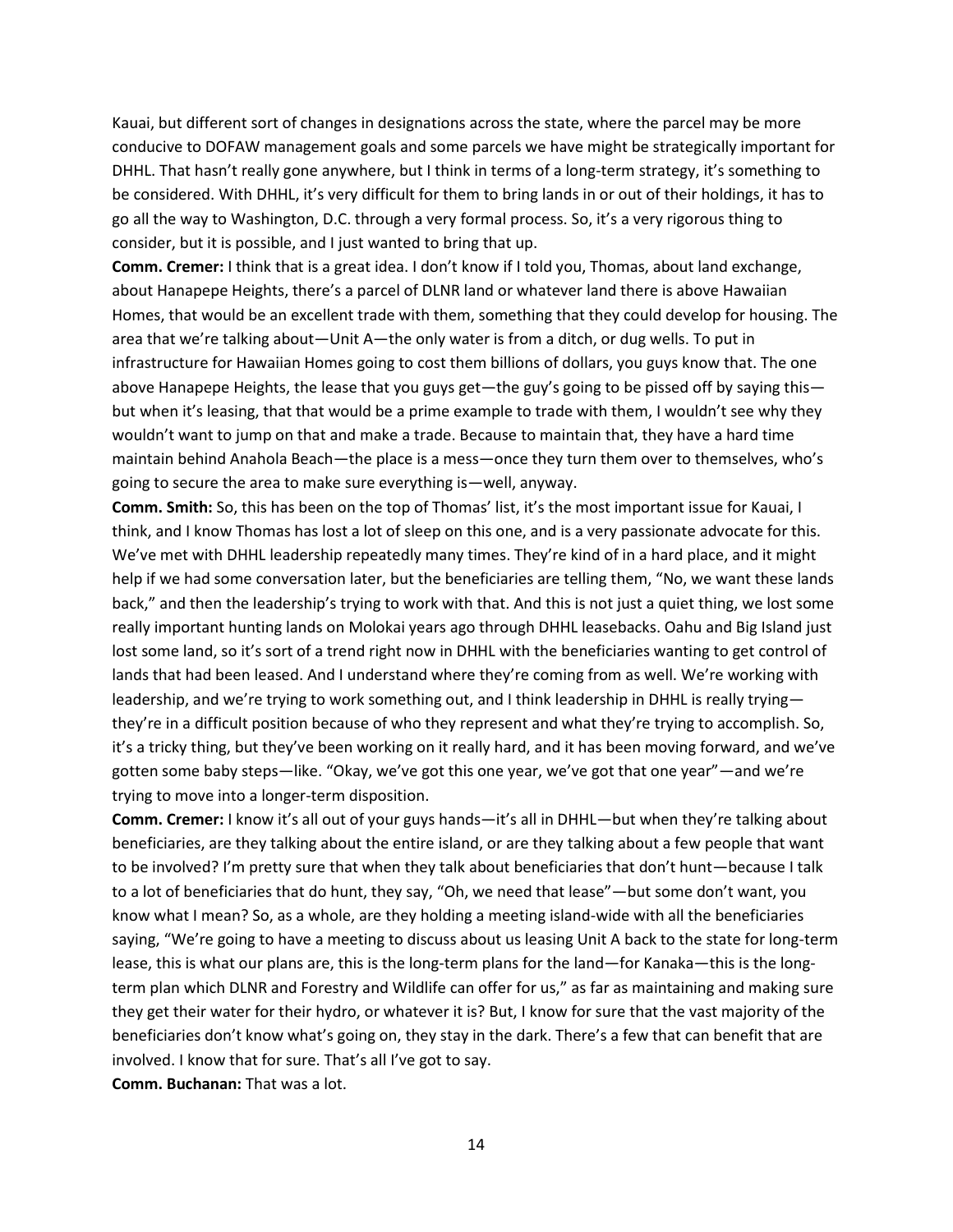Kauai, but different sort of changes in designations across the state, where the parcel may be more conducive to DOFAW management goals and some parcels we have might be strategically important for DHHL. That hasn't really gone anywhere, but I think in terms of a long-term strategy, it's something to be considered. With DHHL, it's very difficult for them to bring lands in or out of their holdings, it has to go all the way to Washington, D.C. through a very formal process. So, it's a very rigorous thing to consider, but it is possible, and I just wanted to bring that up.

**Comm. Cremer:** I think that is a great idea. I don't know if I told you, Thomas, about land exchange, about Hanapepe Heights, there's a parcel of DLNR land or whatever land there is above Hawaiian Homes, that would be an excellent trade with them, something that they could develop for housing. The area that we're talking about—Unit A—the only water is from a ditch, or dug wells. To put in infrastructure for Hawaiian Homes going to cost them billions of dollars, you guys know that. The one above Hanapepe Heights, the lease that you guys get—the guy's going to be pissed off by saying this—but when it's leasing, that that would be a prime example to trade with them, I wouldn't see why they wouldn't want to jump on that and make a trade. Because to maintain that, they have a hard time maintain behind Anahola Beach—the place is a mess—once they turn them over to themselves, who's going to secure the area to make sure everything is—well, anyway.

**Comm. Smith:** So, this has been on the top of Thomas' list, it's the most important issue for Kauai, I think, and I know Thomas has lost a lot of sleep on this one, and is a very passionate advocate for this. We've met with DHHL leadership repeatedly many times. They're kind of in a hard place, and it might help if we had some conversation later, but the beneficiaries are telling them, "No, we want these lands back," and then the leadership's trying to work with that. And this is not just a quiet thing, we lost some really important hunting lands on Molokai years ago through DHHL leasebacks. Oahu and Big Island just lost some land, so it's sort of a trend right now in DHHL with the beneficiaries wanting to get control of lands that had been leased. And I understand where they're coming from as well. We're working with leadership, and we're trying to work something out, and I think leadership in DHHL is really trying—they're in a difficult position because of who they represent and what they're trying to accomplish. So, it's a tricky thing, but they've been working on it really hard, and it has been moving forward, and we've gotten some baby steps—like. "Okay, we've got this one year, we've got that one year"—and we're trying to move into a longer-term disposition.

**Comm. Cremer:** I know it's all out of your guys hands—it's all in DHHL—but when they're talking about beneficiaries, are they talking about the entire island, or are they talking about a few people that want to be involved? I'm pretty sure that when they talk about beneficiaries that don't hunt—because I talk to a lot of beneficiaries that do hunt, they say, "Oh, we need that lease"—but some don't want, you know what I mean? So, as a whole, are they holding a meeting island-wide with all the beneficiaries saying, "We're going to have a meeting to discuss about us leasing Unit A back to the state for long-term lease, this is what our plans are, this is the long-term plans for the land—for Kanaka—this is the long-term plan which DLNR and Forestry and Wildlife can offer for us," as far as maintaining and making sure they get their water for their hydro, or whatever it is? But, I know for sure that the vast majority of the beneficiaries don't know what's going on, they stay in the dark. There's a few that can benefit that are involved. I know that for sure. That's all I've got to say.

**Comm. Buchanan:** That was a lot.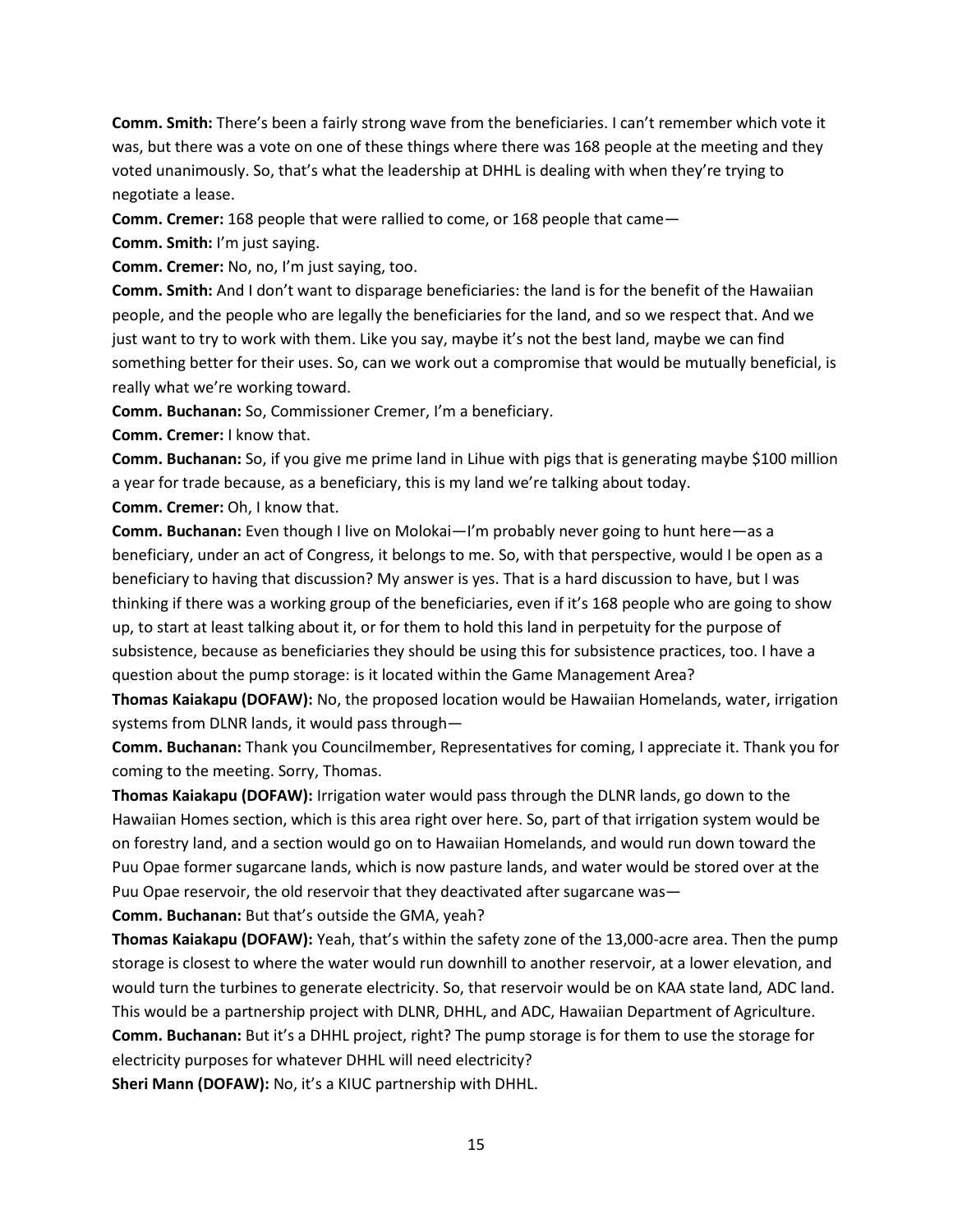**Comm. Smith:** There's been a fairly strong wave from the beneficiaries. I can't remember which vote it was, but there was a vote on one of these things where there was 168 people at the meeting and they voted unanimously. So, that's what the leadership at DHHL is dealing with when they're trying to negotiate a lease.

**Comm. Cremer:** 168 people that were rallied to come, or 168 people that came—

**Comm. Smith:** I'm just saying.

**Comm. Cremer:** No, no, I'm just saying, too.

**Comm. Smith:** And I don't want to disparage beneficiaries: the land is for the benefit of the Hawaiian people, and the people who are legally the beneficiaries for the land, and so we respect that. And we just want to try to work with them. Like you say, maybe it's not the best land, maybe we can find something better for their uses. So, can we work out a compromise that would be mutually beneficial, is really what we're working toward.

**Comm. Buchanan:** So, Commissioner Cremer, I'm a beneficiary.

**Comm. Cremer:** I know that.

**Comm. Buchanan:** So, if you give me prime land in Lihue with pigs that is generating maybe $100 million a year for trade because, as a beneficiary, this is my land we're talking about today.

**Comm. Cremer:** Oh, I know that.

**Comm. Buchanan:** Even though I live on Molokai—I'm probably never going to hunt here—as a beneficiary, under an act of Congress, it belongs to me. So, with that perspective, would I be open as a beneficiary to having that discussion? My answer is yes. That is a hard discussion to have, but I was thinking if there was a working group of the beneficiaries, even if it's 168 people who are going to show up, to start at least talking about it, or for them to hold this land in perpetuity for the purpose of subsistence, because as beneficiaries they should be using this for subsistence practices, too. I have a question about the pump storage: is it located within the Game Management Area?

**Thomas Kaiakapu (DOFAW):** No, the proposed location would be Hawaiian Homelands, water, irrigation systems from DLNR lands, it would pass through—

**Comm. Buchanan:** Thank you Councilmember, Representatives for coming, I appreciate it. Thank you for coming to the meeting. Sorry, Thomas.

**Thomas Kaiakapu (DOFAW):** Irrigation water would pass through the DLNR lands, go down to the Hawaiian Homes section, which is this area right over here. So, part of that irrigation system would be on forestry land, and a section would go on to Hawaiian Homelands, and would run down toward the Puu Opae former sugarcane lands, which is now pasture lands, and water would be stored over at the Puu Opae reservoir, the old reservoir that they deactivated after sugarcane was—

**Comm. Buchanan:** But that's outside the GMA, yeah?

**Thomas Kaiakapu (DOFAW):** Yeah, that's within the safety zone of the 13,000-acre area. Then the pump storage is closest to where the water would run downhill to another reservoir, at a lower elevation, and would turn the turbines to generate electricity. So, that reservoir would be on KAA state land, ADC land. This would be a partnership project with DLNR, DHHL, and ADC, Hawaiian Department of Agriculture.

**Comm. Buchanan:** But it's a DHHL project, right? The pump storage is for them to use the storage for electricity purposes for whatever DHHL will need electricity?

**Sheri Mann (DOFAW):** No, it's a KIUC partnership with DHHL.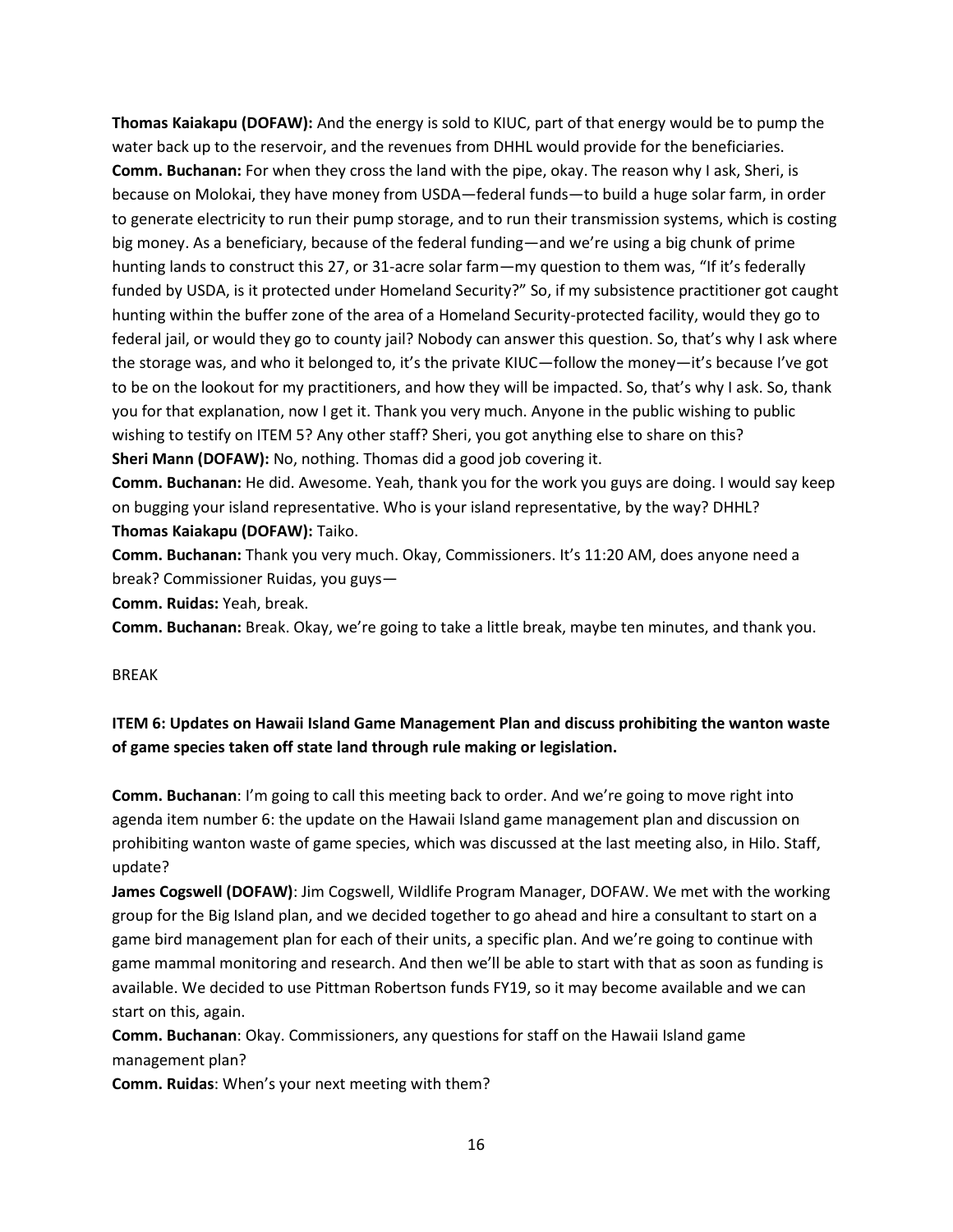**Thomas Kaiakapu (DOFAW):** And the energy is sold to KIUC, part of that energy would be to pump the water back up to the reservoir, and the revenues from DHHL would provide for the beneficiaries.

**Comm. Buchanan:** For when they cross the land with the pipe, okay. The reason why I ask, Sheri, is because on Molokai, they have money from USDA—federal funds—to build a huge solar farm, in order to generate electricity to run their pump storage, and to run their transmission systems, which is costing big money. As a beneficiary, because of the federal funding—and we're using a big chunk of prime hunting lands to construct this 27, or 31-acre solar farm—my question to them was, "If it's federally funded by USDA, is it protected under Homeland Security?" So, if my subsistence practitioner got caught hunting within the buffer zone of the area of a Homeland Security-protected facility, would they go to federal jail, or would they go to county jail? Nobody can answer this question. So, that's why I ask where the storage was, and who it belonged to, it's the private KIUC—follow the money—it's because I've got to be on the lookout for my practitioners, and how they will be impacted. So, that's why I ask. So, thank you for that explanation, now I get it. Thank you very much. Anyone in the public wishing to public wishing to testify on ITEM 5? Any other staff? Sheri, you got anything else to share on this?

**Sheri Mann (DOFAW):** No, nothing. Thomas did a good job covering it.

**Comm. Buchanan:** He did. Awesome. Yeah, thank you for the work you guys are doing. I would say keep on bugging your island representative. Who is your island representative, by the way? DHHL?

**Thomas Kaiakapu (DOFAW):** Taiko.

**Comm. Buchanan:** Thank you very much. Okay, Commissioners. It's 11:20 AM, does anyone need a break? Commissioner Ruidas, you guys—

**Comm. Ruidas:** Yeah, break.

**Comm. Buchanan:** Break. Okay, we're going to take a little break, maybe ten minutes, and thank you.

BREAK

**ITEM 6: Updates on Hawaii Island Game Management Plan and discuss prohibiting the wanton waste of game species taken off state land through rule making or legislation.**

**Comm. Buchanan**: I'm going to call this meeting back to order. And we're going to move right into agenda item number 6: the update on the Hawaii Island game management plan and discussion on prohibiting wanton waste of game species, which was discussed at the last meeting also, in Hilo. Staff, update?

**James Cogswell (DOFAW)**: Jim Cogswell, Wildlife Program Manager, DOFAW. We met with the working group for the Big Island plan, and we decided together to go ahead and hire a consultant to start on a game bird management plan for each of their units, a specific plan. And we're going to continue with game mammal monitoring and research. And then we'll be able to start with that as soon as funding is available. We decided to use Pittman Robertson funds FY19, so it may become available and we can start on this, again.

**Comm. Buchanan**: Okay. Commissioners, any questions for staff on the Hawaii Island game management plan?

**Comm. Ruidas**: When's your next meeting with them?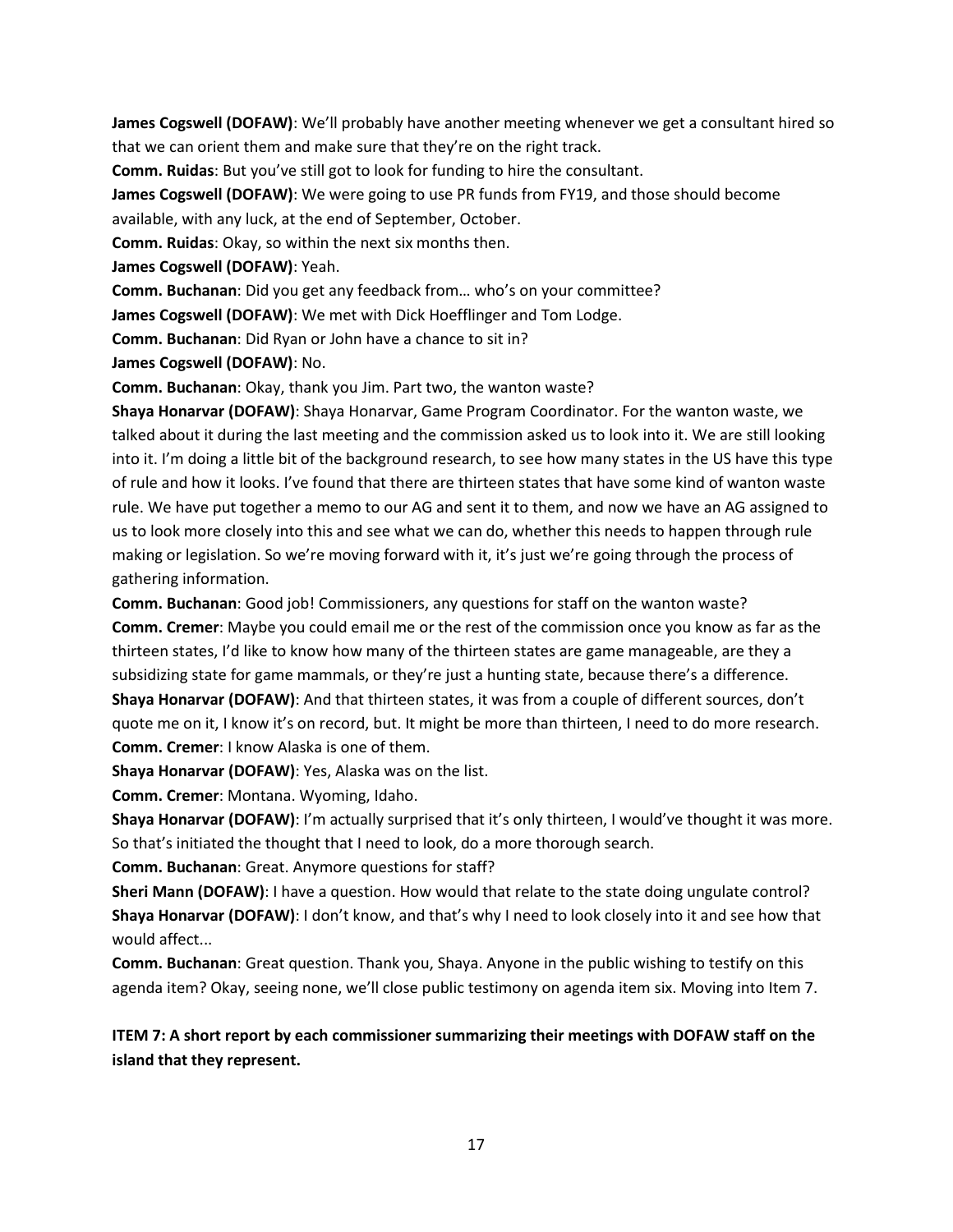**James Cogswell (DOFAW)**: We'll probably have another meeting whenever we get a consultant hired so that we can orient them and make sure that they're on the right track.

**Comm. Ruidas**: But you've still got to look for funding to hire the consultant.

**James Cogswell (DOFAW)**: We were going to use PR funds from FY19, and those should become available, with any luck, at the end of September, October.

**Comm. Ruidas**: Okay, so within the next six months then.

**James Cogswell (DOFAW)**: Yeah.

**Comm. Buchanan**: Did you get any feedback from… who's on your committee?

**James Cogswell (DOFAW)**: We met with Dick Hoefflinger and Tom Lodge.

**Comm. Buchanan**: Did Ryan or John have a chance to sit in?

**James Cogswell (DOFAW)**: No.

**Comm. Buchanan**: Okay, thank you Jim. Part two, the wanton waste?

**Shaya Honarvar (DOFAW)**: Shaya Honarvar, Game Program Coordinator. For the wanton waste, we talked about it during the last meeting and the commission asked us to look into it. We are still looking into it. I'm doing a little bit of the background research, to see how many states in the US have this type of rule and how it looks. I've found that there are thirteen states that have some kind of wanton waste rule. We have put together a memo to our AG and sent it to them, and now we have an AG assigned to us to look more closely into this and see what we can do, whether this needs to happen through rule making or legislation. So we're moving forward with it, it's just we're going through the process of gathering information.

**Comm. Buchanan**: Good job! Commissioners, any questions for staff on the wanton waste?

**Comm. Cremer**: Maybe you could email me or the rest of the commission once you know as far as the thirteen states, I'd like to know how many of the thirteen states are game manageable, are they a subsidizing state for game mammals, or they're just a hunting state, because there's a difference.

**Shaya Honarvar (DOFAW)**: And that thirteen states, it was from a couple of different sources, don't quote me on it, I know it's on record, but. It might be more than thirteen, I need to do more research.

**Comm. Cremer**: I know Alaska is one of them.

**Shaya Honarvar (DOFAW)**: Yes, Alaska was on the list.

**Comm. Cremer**: Montana. Wyoming, Idaho.

**Shaya Honarvar (DOFAW)**: I'm actually surprised that it's only thirteen, I would've thought it was more. So that's initiated the thought that I need to look, do a more thorough search.

**Comm. Buchanan**: Great. Anymore questions for staff?

**Sheri Mann (DOFAW)**: I have a question. How would that relate to the state doing ungulate control?

**Shaya Honarvar (DOFAW)**: I don't know, and that's why I need to look closely into it and see how that would affect...

**Comm. Buchanan**: Great question. Thank you, Shaya. Anyone in the public wishing to testify on this agenda item? Okay, seeing none, we'll close public testimony on agenda item six. Moving into Item 7.

**ITEM 7: A short report by each commissioner summarizing their meetings with DOFAW staff on the island that they represent.**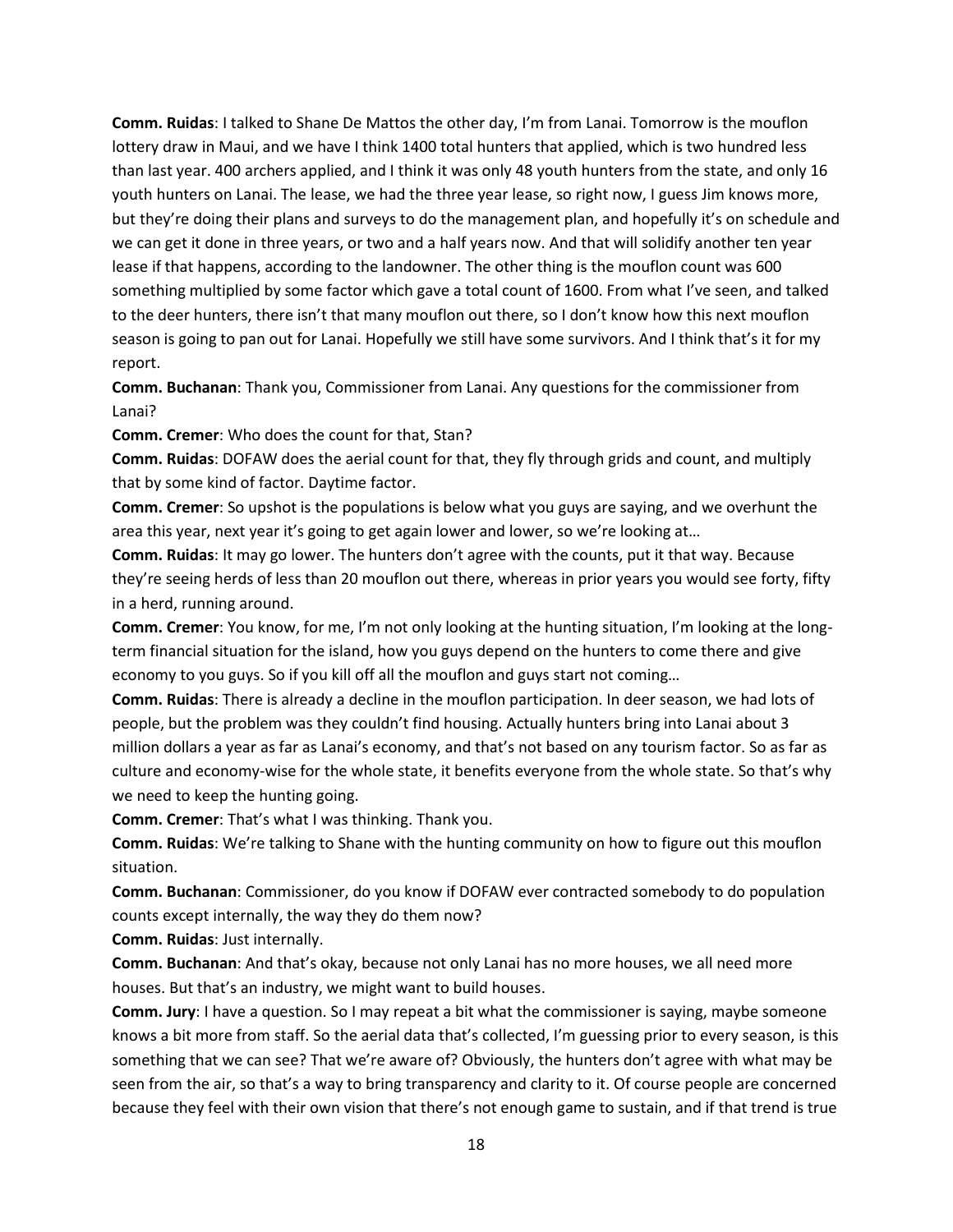**Comm. Ruidas**: I talked to Shane De Mattos the other day, I'm from Lanai. Tomorrow is the mouflon lottery draw in Maui, and we have I think 1400 total hunters that applied, which is two hundred less than last year. 400 archers applied, and I think it was only 48 youth hunters from the state, and only 16 youth hunters on Lanai. The lease, we had the three year lease, so right now, I guess Jim knows more, but they're doing their plans and surveys to do the management plan, and hopefully it's on schedule and we can get it done in three years, or two and a half years now. And that will solidify another ten year lease if that happens, according to the landowner. The other thing is the mouflon count was 600 something multiplied by some factor which gave a total count of 1600. From what I've seen, and talked to the deer hunters, there isn't that many mouflon out there, so I don't know how this next mouflon season is going to pan out for Lanai. Hopefully we still have some survivors. And I think that's it for my report.

**Comm. Buchanan**: Thank you, Commissioner from Lanai. Any questions for the commissioner from Lanai?

**Comm. Cremer**: Who does the count for that, Stan?

**Comm. Ruidas**: DOFAW does the aerial count for that, they fly through grids and count, and multiply that by some kind of factor. Daytime factor.

**Comm. Cremer**: So upshot is the populations is below what you guys are saying, and we overhunt the area this year, next year it's going to get again lower and lower, so we're looking at…

**Comm. Ruidas**: It may go lower. The hunters don't agree with the counts, put it that way. Because they're seeing herds of less than 20 mouflon out there, whereas in prior years you would see forty, fifty in a herd, running around.

**Comm. Cremer**: You know, for me, I'm not only looking at the hunting situation, I'm looking at the long-term financial situation for the island, how you guys depend on the hunters to come there and give economy to you guys. So if you kill off all the mouflon and guys start not coming…

**Comm. Ruidas**: There is already a decline in the mouflon participation. In deer season, we had lots of people, but the problem was they couldn't find housing. Actually hunters bring into Lanai about 3 million dollars a year as far as Lanai's economy, and that's not based on any tourism factor. So as far as culture and economy-wise for the whole state, it benefits everyone from the whole state. So that's why we need to keep the hunting going.

**Comm. Cremer**: That's what I was thinking. Thank you.

**Comm. Ruidas**: We're talking to Shane with the hunting community on how to figure out this mouflon situation.

**Comm. Buchanan**: Commissioner, do you know if DOFAW ever contracted somebody to do population counts except internally, the way they do them now?

**Comm. Ruidas**: Just internally.

**Comm. Buchanan**: And that's okay, because not only Lanai has no more houses, we all need more houses. But that's an industry, we might want to build houses.

**Comm. Jury**: I have a question. So I may repeat a bit what the commissioner is saying, maybe someone knows a bit more from staff. So the aerial data that's collected, I'm guessing prior to every season, is this something that we can see? That we're aware of? Obviously, the hunters don't agree with what may be seen from the air, so that's a way to bring transparency and clarity to it. Of course people are concerned because they feel with their own vision that there's not enough game to sustain, and if that trend is true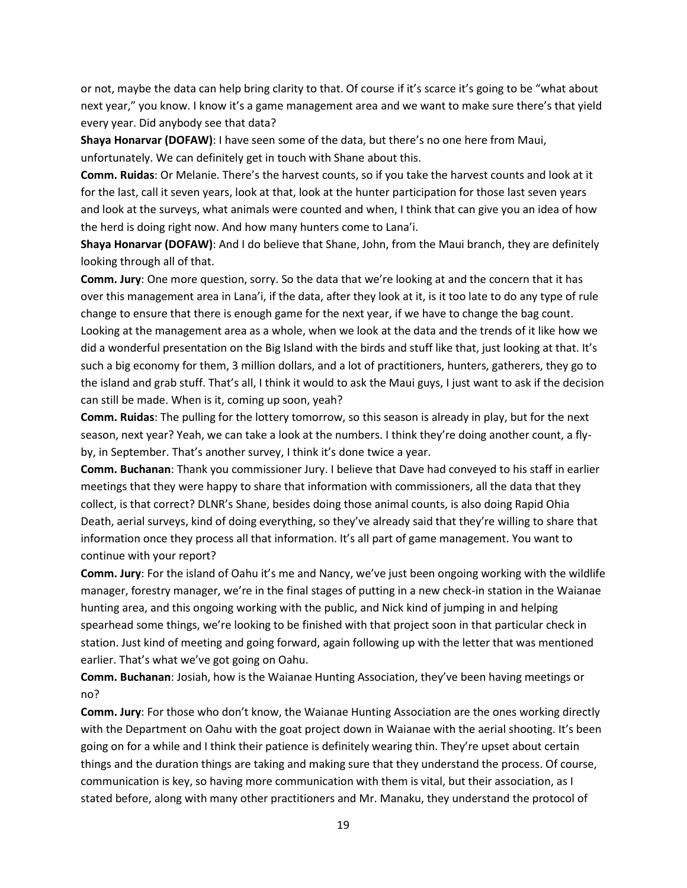or not, maybe the data can help bring clarity to that. Of course if it's scarce it's going to be "what about next year," you know. I know it's a game management area and we want to make sure there's that yield every year. Did anybody see that data?

**Shaya Honarvar (DOFAW)**: I have seen some of the data, but there's no one here from Maui, unfortunately. We can definitely get in touch with Shane about this.

**Comm. Ruidas**: Or Melanie. There's the harvest counts, so if you take the harvest counts and look at it for the last, call it seven years, look at that, look at the hunter participation for those last seven years and look at the surveys, what animals were counted and when, I think that can give you an idea of how the herd is doing right now. And how many hunters come to Lana'i.

**Shaya Honarvar (DOFAW)**: And I do believe that Shane, John, from the Maui branch, they are definitely looking through all of that.

**Comm. Jury**: One more question, sorry. So the data that we're looking at and the concern that it has over this management area in Lana'i, if the data, after they look at it, is it too late to do any type of rule change to ensure that there is enough game for the next year, if we have to change the bag count. Looking at the management area as a whole, when we look at the data and the trends of it like how we did a wonderful presentation on the Big Island with the birds and stuff like that, just looking at that. It's such a big economy for them, 3 million dollars, and a lot of practitioners, hunters, gatherers, they go to the island and grab stuff. That's all, I think it would to ask the Maui guys, I just want to ask if the decision can still be made. When is it, coming up soon, yeah?

**Comm. Ruidas**: The pulling for the lottery tomorrow, so this season is already in play, but for the next season, next year? Yeah, we can take a look at the numbers. I think they're doing another count, a fly-by, in September. That's another survey, I think it's done twice a year.

**Comm. Buchanan**: Thank you commissioner Jury. I believe that Dave had conveyed to his staff in earlier meetings that they were happy to share that information with commissioners, all the data that they collect, is that correct? DLNR's Shane, besides doing those animal counts, is also doing Rapid Ohia Death, aerial surveys, kind of doing everything, so they've already said that they're willing to share that information once they process all that information. It's all part of game management. You want to continue with your report?

**Comm. Jury**: For the island of Oahu it's me and Nancy, we've just been ongoing working with the wildlife manager, forestry manager, we're in the final stages of putting in a new check-in station in the Waianae hunting area, and this ongoing working with the public, and Nick kind of jumping in and helping spearhead some things, we're looking to be finished with that project soon in that particular check in station. Just kind of meeting and going forward, again following up with the letter that was mentioned earlier. That's what we've got going on Oahu.

**Comm. Buchanan**: Josiah, how is the Waianae Hunting Association, they've been having meetings or no?

**Comm. Jury**: For those who don't know, the Waianae Hunting Association are the ones working directly with the Department on Oahu with the goat project down in Waianae with the aerial shooting. It's been going on for a while and I think their patience is definitely wearing thin. They're upset about certain things and the duration things are taking and making sure that they understand the process. Of course, communication is key, so having more communication with them is vital, but their association, as I stated before, along with many other practitioners and Mr. Manaku, they understand the protocol of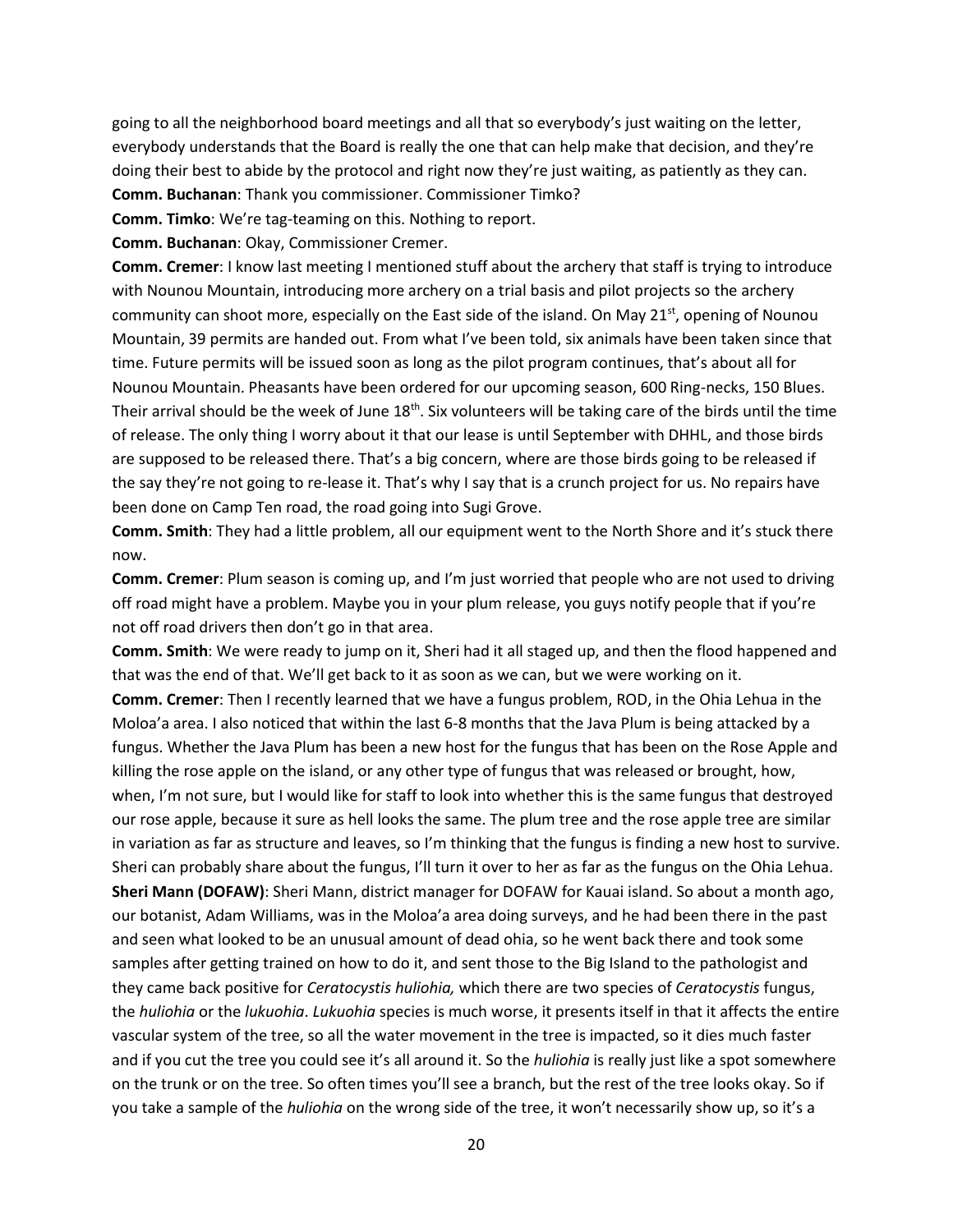going to all the neighborhood board meetings and all that so everybody's just waiting on the letter, everybody understands that the Board is really the one that can help make that decision, and they're doing their best to abide by the protocol and right now they're just waiting, as patiently as they can.

**Comm. Buchanan**: Thank you commissioner. Commissioner Timko?

**Comm. Timko**: We're tag-teaming on this. Nothing to report.

**Comm. Buchanan**: Okay, Commissioner Cremer.

**Comm. Cremer**: I know last meeting I mentioned stuff about the archery that staff is trying to introduce with Nounou Mountain, introducing more archery on a trial basis and pilot projects so the archery community can shoot more, especially on the East side of the island. On May 21st, opening of Nounou Mountain, 39 permits are handed out. From what I've been told, six animals have been taken since that time. Future permits will be issued soon as long as the pilot program continues, that's about all for Nounou Mountain. Pheasants have been ordered for our upcoming season, 600 Ring-necks, 150 Blues. Their arrival should be the week of June 18th. Six volunteers will be taking care of the birds until the time of release. The only thing I worry about it that our lease is until September with DHHL, and those birds are supposed to be released there. That's a big concern, where are those birds going to be released if the say they're not going to re-lease it. That's why I say that is a crunch project for us. No repairs have been done on Camp Ten road, the road going into Sugi Grove.

**Comm. Smith**: They had a little problem, all our equipment went to the North Shore and it's stuck there now.

**Comm. Cremer**: Plum season is coming up, and I'm just worried that people who are not used to driving off road might have a problem. Maybe you in your plum release, you guys notify people that if you're not off road drivers then don't go in that area.

**Comm. Smith**: We were ready to jump on it, Sheri had it all staged up, and then the flood happened and that was the end of that. We'll get back to it as soon as we can, but we were working on it.

**Comm. Cremer**: Then I recently learned that we have a fungus problem, ROD, in the Ohia Lehua in the Moloa'a area. I also noticed that within the last 6-8 months that the Java Plum is being attacked by a fungus. Whether the Java Plum has been a new host for the fungus that has been on the Rose Apple and killing the rose apple on the island, or any other type of fungus that was released or brought, how, when, I'm not sure, but I would like for staff to look into whether this is the same fungus that destroyed our rose apple, because it sure as hell looks the same. The plum tree and the rose apple tree are similar in variation as far as structure and leaves, so I'm thinking that the fungus is finding a new host to survive. Sheri can probably share about the fungus, I'll turn it over to her as far as the fungus on the Ohia Lehua.

**Sheri Mann (DOFAW)**: Sheri Mann, district manager for DOFAW for Kauai island. So about a month ago, our botanist, Adam Williams, was in the Moloa'a area doing surveys, and he had been there in the past and seen what looked to be an unusual amount of dead ohia, so he went back there and took some samples after getting trained on how to do it, and sent those to the Big Island to the pathologist and they came back positive for *Ceratocystis huliohia,* which there are two species of *Ceratocystis* fungus, the *huliohia* or the *lukuohia*. *Lukuohia* species is much worse, it presents itself in that it affects the entire vascular system of the tree, so all the water movement in the tree is impacted, so it dies much faster and if you cut the tree you could see it's all around it. So the *huliohia* is really just like a spot somewhere on the trunk or on the tree. So often times you'll see a branch, but the rest of the tree looks okay. So if you take a sample of the *huliohia* on the wrong side of the tree, it won't necessarily show up, so it's a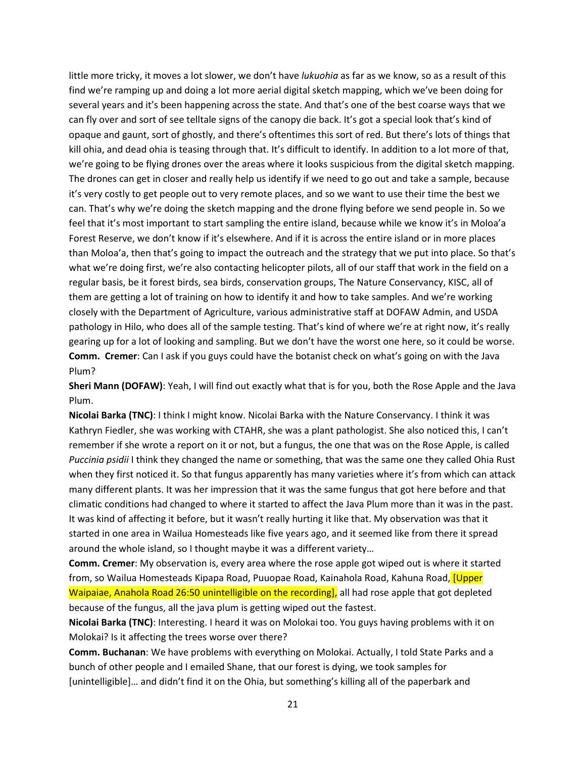little more tricky, it moves a lot slower, we don't have *lukuohia* as far as we know, so as a result of this find we're ramping up and doing a lot more aerial digital sketch mapping, which we've been doing for several years and it's been happening across the state. And that's one of the best coarse ways that we can fly over and sort of see telltale signs of the canopy die back. It's got a special look that's kind of opaque and gaunt, sort of ghostly, and there's oftentimes this sort of red. But there's lots of things that kill ohia, and dead ohia is teasing through that. It's difficult to identify. In addition to a lot more of that, we're going to be flying drones over the areas where it looks suspicious from the digital sketch mapping. The drones can get in closer and really help us identify if we need to go out and take a sample, because it's very costly to get people out to very remote places, and so we want to use their time the best we can. That's why we're doing the sketch mapping and the drone flying before we send people in. So we feel that it's most important to start sampling the entire island, because while we know it's in Moloa'a Forest Reserve, we don't know if it's elsewhere. And if it is across the entire island or in more places than Moloa'a, then that's going to impact the outreach and the strategy that we put into place. So that's what we're doing first, we're also contacting helicopter pilots, all of our staff that work in the field on a regular basis, be it forest birds, sea birds, conservation groups, The Nature Conservancy, KISC, all of them are getting a lot of training on how to identify it and how to take samples. And we're working closely with the Department of Agriculture, various administrative staff at DOFAW Admin, and USDA pathology in Hilo, who does all of the sample testing. That's kind of where we're at right now, it's really gearing up for a lot of looking and sampling. But we don't have the worst one here, so it could be worse.

**Comm. Cremer**: Can I ask if you guys could have the botanist check on what's going on with the Java Plum?

**Sheri Mann (DOFAW)**: Yeah, I will find out exactly what that is for you, both the Rose Apple and the Java Plum.

**Nicolai Barka (TNC)**: I think I might know. Nicolai Barka with the Nature Conservancy. I think it was Kathryn Fiedler, she was working with CTAHR, she was a plant pathologist. She also noticed this, I can't remember if she wrote a report on it or not, but a fungus, the one that was on the Rose Apple, is called *Puccinia psidii* I think they changed the name or something, that was the same one they called Ohia Rust when they first noticed it. So that fungus apparently has many varieties where it's from which can attack many different plants. It was her impression that it was the same fungus that got here before and that climatic conditions had changed to where it started to affect the Java Plum more than it was in the past. It was kind of affecting it before, but it wasn't really hurting it like that. My observation was that it started in one area in Wailua Homesteads like five years ago, and it seemed like from there it spread around the whole island, so I thought maybe it was a different variety…

**Comm. Cremer**: My observation is, every area where the rose apple got wiped out is where it started from, so Wailua Homesteads Kipapa Road, Puuopae Road, Kainahola Road, Kahuna Road, [Upper Waipaiae, Anahola Road 26:50 unintelligible on the recording], all had rose apple that got depleted because of the fungus, all the java plum is getting wiped out the fastest.

**Nicolai Barka (TNC)**: Interesting. I heard it was on Molokai too. You guys having problems with it on Molokai? Is it affecting the trees worse over there?

**Comm. Buchanan**: We have problems with everything on Molokai. Actually, I told State Parks and a bunch of other people and I emailed Shane, that our forest is dying, we took samples for [unintelligible]… and didn't find it on the Ohia, but something's killing all of the paperbark and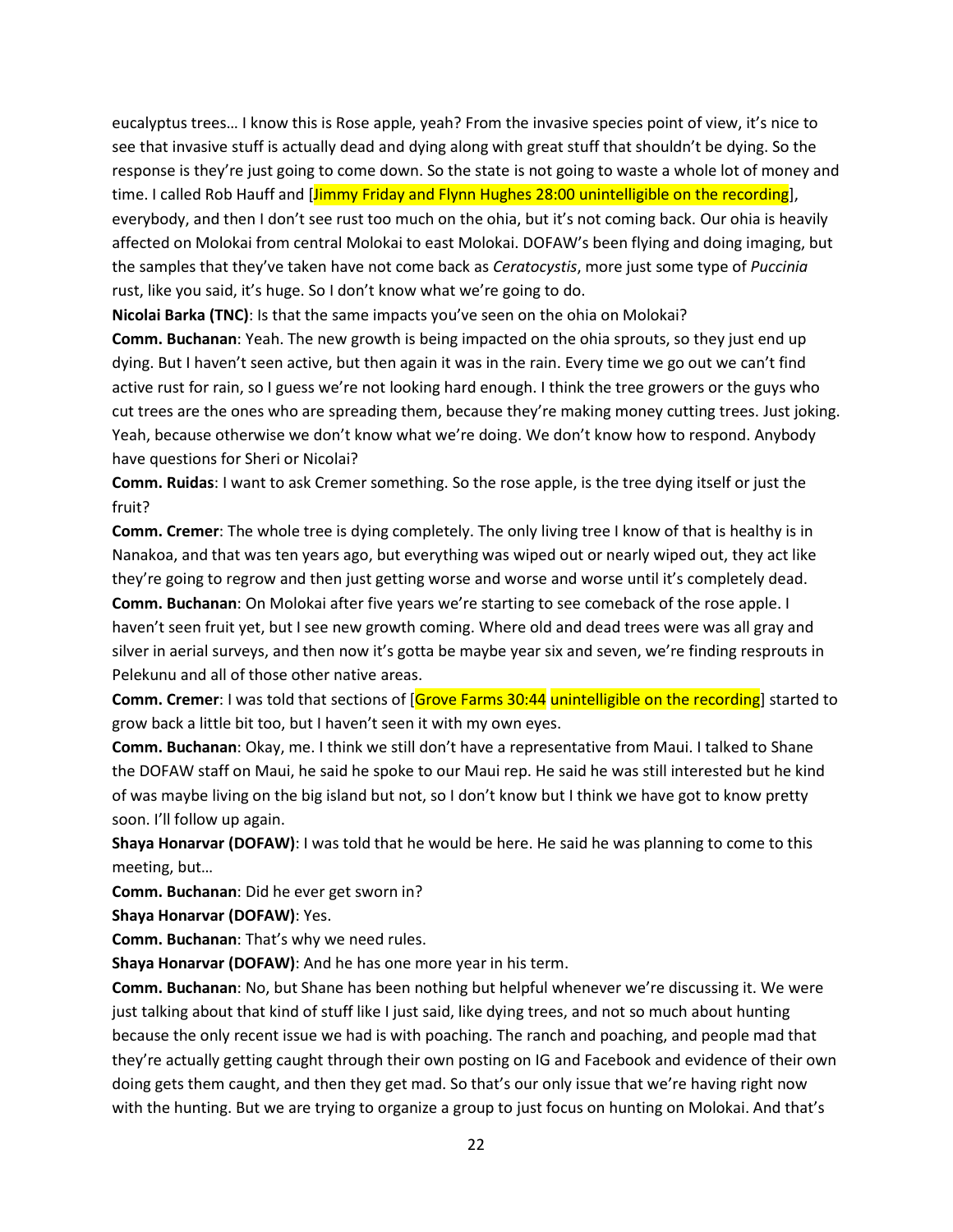eucalyptus trees… I know this is Rose apple, yeah? From the invasive species point of view, it's nice to see that invasive stuff is actually dead and dying along with great stuff that shouldn't be dying. So the response is they're just going to come down. So the state is not going to waste a whole lot of money and time. I called Rob Hauff and [Jimmy Friday and Flynn Hughes 28:00 unintelligible on the recording], everybody, and then I don't see rust too much on the ohia, but it's not coming back. Our ohia is heavily affected on Molokai from central Molokai to east Molokai. DOFAW's been flying and doing imaging, but the samples that they've taken have not come back as *Ceratocystis*, more just some type of *Puccinia* rust, like you said, it's huge. So I don't know what we're going to do.

**Nicolai Barka (TNC)**: Is that the same impacts you've seen on the ohia on Molokai?

**Comm. Buchanan**: Yeah. The new growth is being impacted on the ohia sprouts, so they just end up dying. But I haven't seen active, but then again it was in the rain. Every time we go out we can't find active rust for rain, so I guess we're not looking hard enough. I think the tree growers or the guys who cut trees are the ones who are spreading them, because they're making money cutting trees. Just joking. Yeah, because otherwise we don't know what we're doing. We don't know how to respond. Anybody have questions for Sheri or Nicolai?

**Comm. Ruidas**: I want to ask Cremer something. So the rose apple, is the tree dying itself or just the fruit?

**Comm. Cremer**: The whole tree is dying completely. The only living tree I know of that is healthy is in Nanakoa, and that was ten years ago, but everything was wiped out or nearly wiped out, they act like they're going to regrow and then just getting worse and worse and worse until it's completely dead.

**Comm. Buchanan**: On Molokai after five years we're starting to see comeback of the rose apple. I haven't seen fruit yet, but I see new growth coming. Where old and dead trees were was all gray and silver in aerial surveys, and then now it's gotta be maybe year six and seven, we're finding resprouts in Pelekunu and all of those other native areas.

**Comm. Cremer**: I was told that sections of [Grove Farms 30:44 unintelligible on the recording] started to grow back a little bit too, but I haven't seen it with my own eyes.

**Comm. Buchanan**: Okay, me. I think we still don't have a representative from Maui. I talked to Shane the DOFAW staff on Maui, he said he spoke to our Maui rep. He said he was still interested but he kind of was maybe living on the big island but not, so I don't know but I think we have got to know pretty soon. I'll follow up again.

**Shaya Honarvar (DOFAW)**: I was told that he would be here. He said he was planning to come to this meeting, but…

**Comm. Buchanan**: Did he ever get sworn in?

**Shaya Honarvar (DOFAW)**: Yes.

**Comm. Buchanan**: That's why we need rules.

**Shaya Honarvar (DOFAW)**: And he has one more year in his term.

**Comm. Buchanan**: No, but Shane has been nothing but helpful whenever we're discussing it. We were just talking about that kind of stuff like I just said, like dying trees, and not so much about hunting because the only recent issue we had is with poaching. The ranch and poaching, and people mad that they're actually getting caught through their own posting on IG and Facebook and evidence of their own doing gets them caught, and then they get mad. So that's our only issue that we're having right now with the hunting. But we are trying to organize a group to just focus on hunting on Molokai. And that's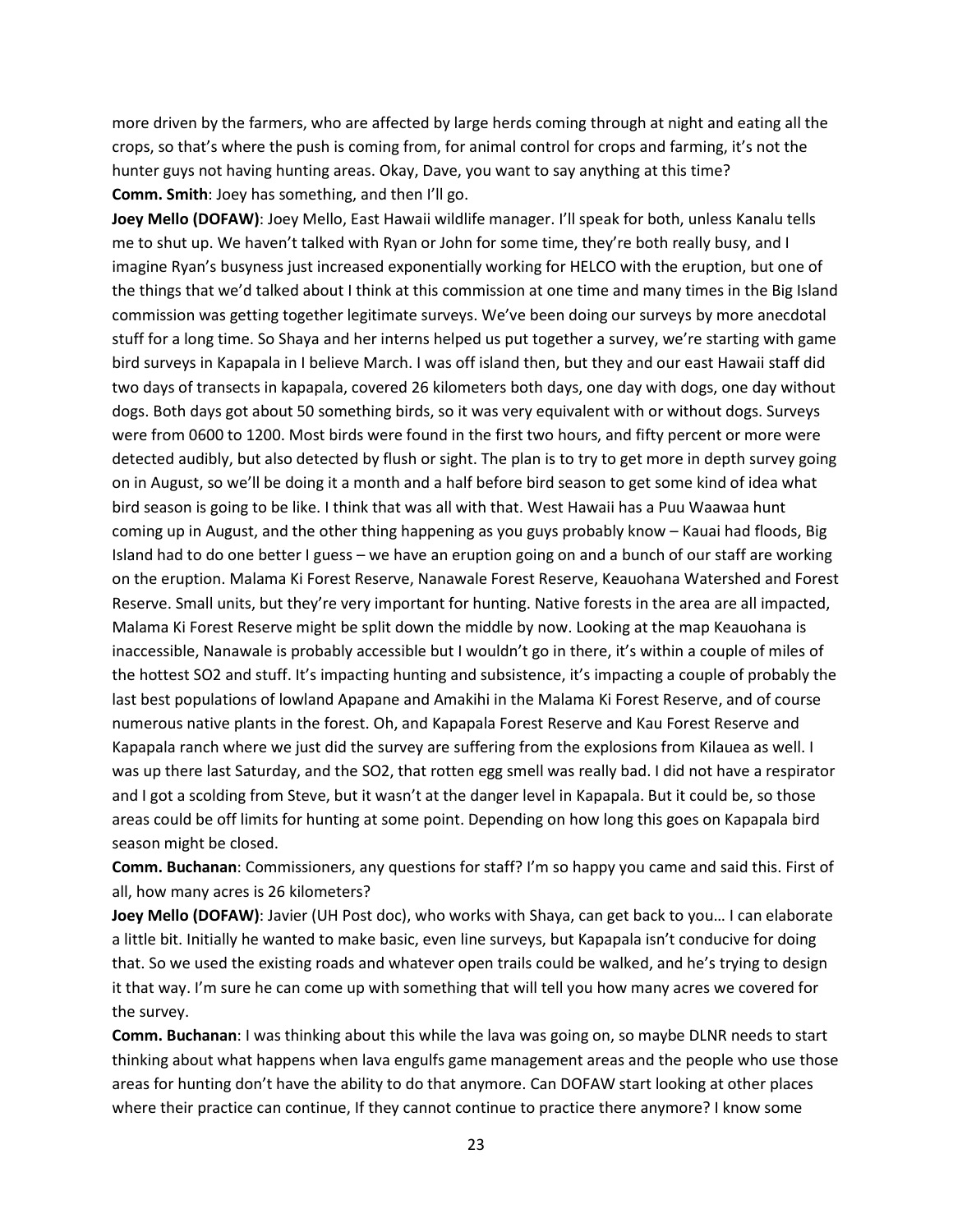more driven by the farmers, who are affected by large herds coming through at night and eating all the crops, so that's where the push is coming from, for animal control for crops and farming, it's not the hunter guys not having hunting areas. Okay, Dave, you want to say anything at this time?

**Comm. Smith**: Joey has something, and then I'll go.

**Joey Mello (DOFAW)**: Joey Mello, East Hawaii wildlife manager. I'll speak for both, unless Kanalu tells me to shut up. We haven't talked with Ryan or John for some time, they're both really busy, and I imagine Ryan's busyness just increased exponentially working for HELCO with the eruption, but one of the things that we'd talked about I think at this commission at one time and many times in the Big Island commission was getting together legitimate surveys. We've been doing our surveys by more anecdotal stuff for a long time. So Shaya and her interns helped us put together a survey, we're starting with game bird surveys in Kapapala in I believe March. I was off island then, but they and our east Hawaii staff did two days of transects in kapapala, covered 26 kilometers both days, one day with dogs, one day without dogs. Both days got about 50 something birds, so it was very equivalent with or without dogs. Surveys were from 0600 to 1200. Most birds were found in the first two hours, and fifty percent or more were detected audibly, but also detected by flush or sight. The plan is to try to get more in depth survey going on in August, so we'll be doing it a month and a half before bird season to get some kind of idea what bird season is going to be like. I think that was all with that. West Hawaii has a Puu Waawaa hunt coming up in August, and the other thing happening as you guys probably know – Kauai had floods, Big Island had to do one better I guess – we have an eruption going on and a bunch of our staff are working on the eruption. Malama Ki Forest Reserve, Nanawale Forest Reserve, Keauohana Watershed and Forest Reserve. Small units, but they're very important for hunting. Native forests in the area are all impacted, Malama Ki Forest Reserve might be split down the middle by now. Looking at the map Keauohana is inaccessible, Nanawale is probably accessible but I wouldn't go in there, it's within a couple of miles of the hottest SO2 and stuff. It's impacting hunting and subsistence, it's impacting a couple of probably the last best populations of lowland Apapane and Amakihi in the Malama Ki Forest Reserve, and of course numerous native plants in the forest. Oh, and Kapapala Forest Reserve and Kau Forest Reserve and Kapapala ranch where we just did the survey are suffering from the explosions from Kilauea as well. I was up there last Saturday, and the SO2, that rotten egg smell was really bad. I did not have a respirator and I got a scolding from Steve, but it wasn't at the danger level in Kapapala. But it could be, so those areas could be off limits for hunting at some point. Depending on how long this goes on Kapapala bird season might be closed.

**Comm. Buchanan**: Commissioners, any questions for staff? I'm so happy you came and said this. First of all, how many acres is 26 kilometers?

**Joey Mello (DOFAW)**: Javier (UH Post doc), who works with Shaya, can get back to you… I can elaborate a little bit. Initially he wanted to make basic, even line surveys, but Kapapala isn't conducive for doing that. So we used the existing roads and whatever open trails could be walked, and he's trying to design it that way. I'm sure he can come up with something that will tell you how many acres we covered for the survey.

**Comm. Buchanan**: I was thinking about this while the lava was going on, so maybe DLNR needs to start thinking about what happens when lava engulfs game management areas and the people who use those areas for hunting don't have the ability to do that anymore. Can DOFAW start looking at other places where their practice can continue, If they cannot continue to practice there anymore? I know some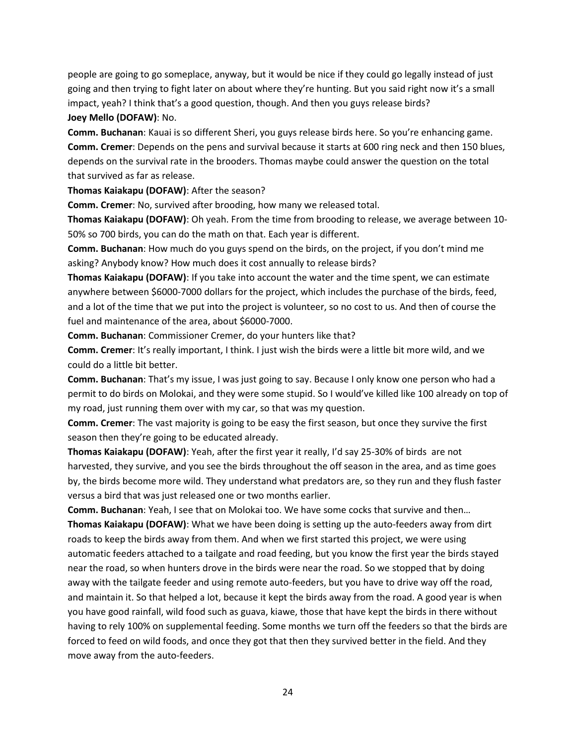people are going to go someplace, anyway, but it would be nice if they could go legally instead of just going and then trying to fight later on about where they're hunting. But you said right now it's a small impact, yeah? I think that's a good question, though. And then you guys release birds?

**Joey Mello (DOFAW)**: No.

**Comm. Buchanan**: Kauai is so different Sheri, you guys release birds here. So you're enhancing game.

**Comm. Cremer**: Depends on the pens and survival because it starts at 600 ring neck and then 150 blues, depends on the survival rate in the brooders. Thomas maybe could answer the question on the total that survived as far as release.

**Thomas Kaiakapu (DOFAW)**: After the season?

**Comm. Cremer**: No, survived after brooding, how many we released total.

**Thomas Kaiakapu (DOFAW)**: Oh yeah. From the time from brooding to release, we average between 10-50% so 700 birds, you can do the math on that. Each year is different.

**Comm. Buchanan**: How much do you guys spend on the birds, on the project, if you don't mind me asking? Anybody know? How much does it cost annually to release birds?

**Thomas Kaiakapu (DOFAW)**: If you take into account the water and the time spent, we can estimate anywhere between $6000-7000 dollars for the project, which includes the purchase of the birds, feed, and a lot of the time that we put into the project is volunteer, so no cost to us. And then of course the fuel and maintenance of the area, about $6000-7000.

**Comm. Buchanan**: Commissioner Cremer, do your hunters like that?

**Comm. Cremer**: It's really important, I think. I just wish the birds were a little bit more wild, and we could do a little bit better.

**Comm. Buchanan**: That's my issue, I was just going to say. Because I only know one person who had a permit to do birds on Molokai, and they were some stupid. So I would've killed like 100 already on top of my road, just running them over with my car, so that was my question.

**Comm. Cremer**: The vast majority is going to be easy the first season, but once they survive the first season then they're going to be educated already.

**Thomas Kaiakapu (DOFAW)**: Yeah, after the first year it really, I'd say 25-30% of birds are not harvested, they survive, and you see the birds throughout the off season in the area, and as time goes by, the birds become more wild. They understand what predators are, so they run and they flush faster versus a bird that was just released one or two months earlier.

**Comm. Buchanan**: Yeah, I see that on Molokai too. We have some cocks that survive and then…

**Thomas Kaiakapu (DOFAW)**: What we have been doing is setting up the auto-feeders away from dirt roads to keep the birds away from them. And when we first started this project, we were using automatic feeders attached to a tailgate and road feeding, but you know the first year the birds stayed near the road, so when hunters drove in the birds were near the road. So we stopped that by doing away with the tailgate feeder and using remote auto-feeders, but you have to drive way off the road, and maintain it. So that helped a lot, because it kept the birds away from the road. A good year is when you have good rainfall, wild food such as guava, kiawe, those that have kept the birds in there without having to rely 100% on supplemental feeding. Some months we turn off the feeders so that the birds are forced to feed on wild foods, and once they got that then they survived better in the field. And they move away from the auto-feeders.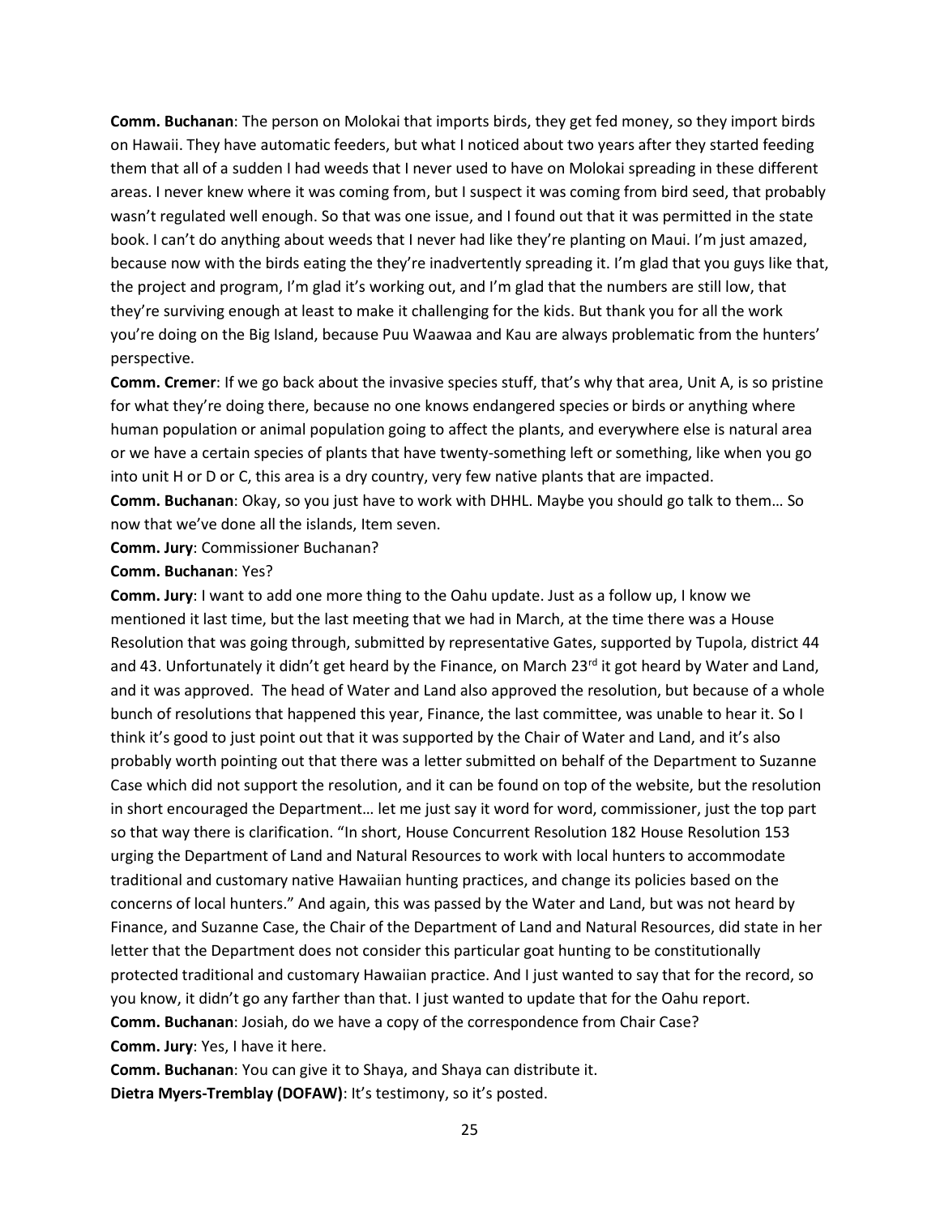**Comm. Buchanan**: The person on Molokai that imports birds, they get fed money, so they import birds on Hawaii. They have automatic feeders, but what I noticed about two years after they started feeding them that all of a sudden I had weeds that I never used to have on Molokai spreading in these different areas. I never knew where it was coming from, but I suspect it was coming from bird seed, that probably wasn't regulated well enough. So that was one issue, and I found out that it was permitted in the state book. I can't do anything about weeds that I never had like they're planting on Maui. I'm just amazed, because now with the birds eating the they're inadvertently spreading it. I'm glad that you guys like that, the project and program, I'm glad it's working out, and I'm glad that the numbers are still low, that they're surviving enough at least to make it challenging for the kids. But thank you for all the work you're doing on the Big Island, because Puu Waawaa and Kau are always problematic from the hunters' perspective.

**Comm. Cremer**: If we go back about the invasive species stuff, that's why that area, Unit A, is so pristine for what they're doing there, because no one knows endangered species or birds or anything where human population or animal population going to affect the plants, and everywhere else is natural area or we have a certain species of plants that have twenty-something left or something, like when you go into unit H or D or C, this area is a dry country, very few native plants that are impacted.

**Comm. Buchanan**: Okay, so you just have to work with DHHL. Maybe you should go talk to them… So now that we've done all the islands, Item seven.

**Comm. Jury**: Commissioner Buchanan?

**Comm. Buchanan**: Yes?

**Comm. Jury**: I want to add one more thing to the Oahu update. Just as a follow up, I know we mentioned it last time, but the last meeting that we had in March, at the time there was a House Resolution that was going through, submitted by representative Gates, supported by Tupola, district 44 and 43. Unfortunately it didn't get heard by the Finance, on March 23rd it got heard by Water and Land, and it was approved. The head of Water and Land also approved the resolution, but because of a whole bunch of resolutions that happened this year, Finance, the last committee, was unable to hear it. So I think it's good to just point out that it was supported by the Chair of Water and Land, and it's also probably worth pointing out that there was a letter submitted on behalf of the Department to Suzanne Case which did not support the resolution, and it can be found on top of the website, but the resolution in short encouraged the Department… let me just say it word for word, commissioner, just the top part so that way there is clarification. "In short, House Concurrent Resolution 182 House Resolution 153 urging the Department of Land and Natural Resources to work with local hunters to accommodate traditional and customary native Hawaiian hunting practices, and change its policies based on the concerns of local hunters." And again, this was passed by the Water and Land, but was not heard by Finance, and Suzanne Case, the Chair of the Department of Land and Natural Resources, did state in her letter that the Department does not consider this particular goat hunting to be constitutionally protected traditional and customary Hawaiian practice. And I just wanted to say that for the record, so you know, it didn't go any farther than that. I just wanted to update that for the Oahu report.

**Comm. Buchanan**: Josiah, do we have a copy of the correspondence from Chair Case?

**Comm. Jury**: Yes, I have it here.

**Comm. Buchanan**: You can give it to Shaya, and Shaya can distribute it.

**Dietra Myers-Tremblay (DOFAW)**: It's testimony, so it's posted.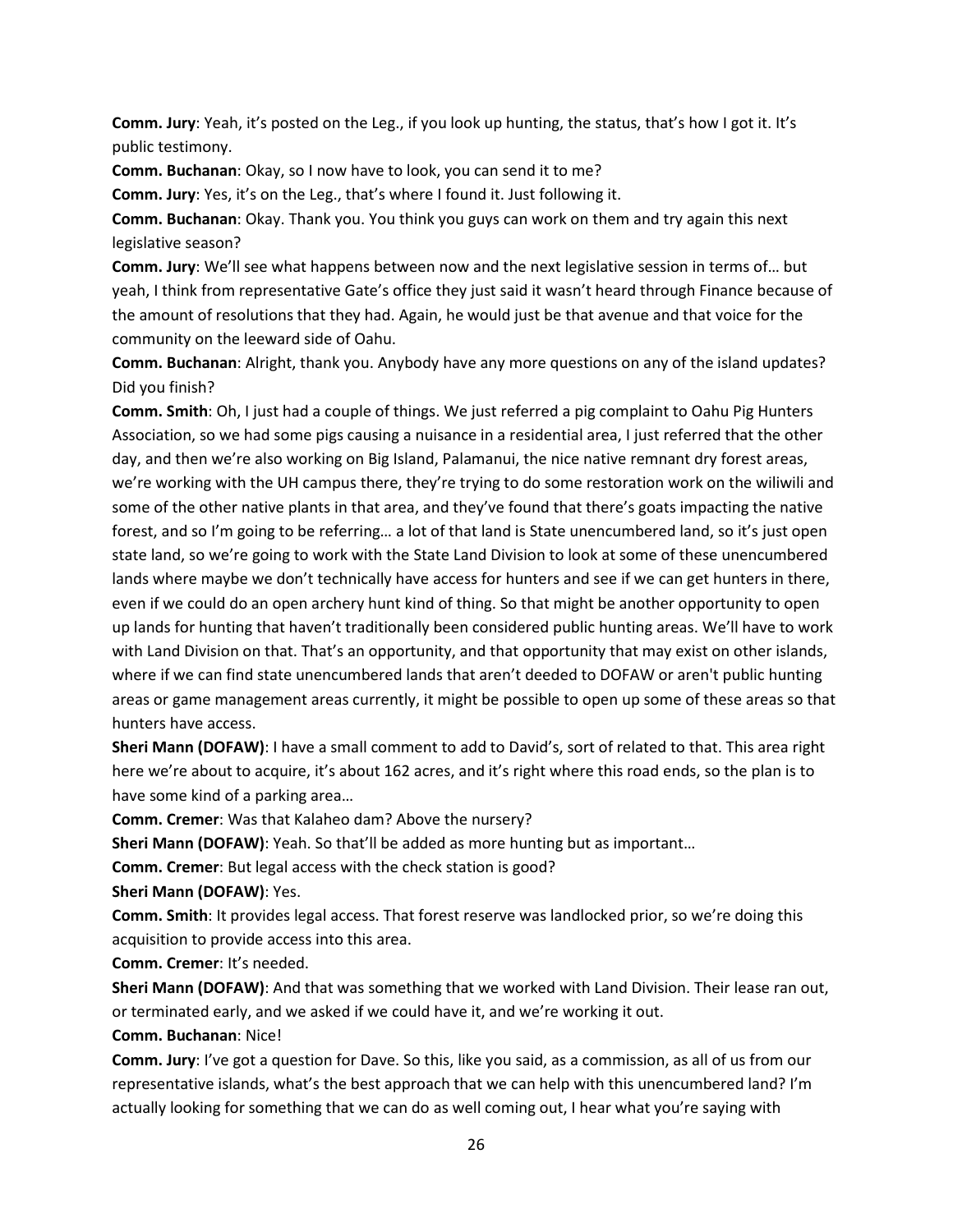**Comm. Jury**: Yeah, it's posted on the Leg., if you look up hunting, the status, that's how I got it. It's public testimony.

**Comm. Buchanan**: Okay, so I now have to look, you can send it to me?

**Comm. Jury**: Yes, it's on the Leg., that's where I found it. Just following it.

**Comm. Buchanan**: Okay. Thank you. You think you guys can work on them and try again this next legislative season?

**Comm. Jury**: We'll see what happens between now and the next legislative session in terms of… but yeah, I think from representative Gate's office they just said it wasn't heard through Finance because of the amount of resolutions that they had. Again, he would just be that avenue and that voice for the community on the leeward side of Oahu.

**Comm. Buchanan**: Alright, thank you. Anybody have any more questions on any of the island updates? Did you finish?

**Comm. Smith**: Oh, I just had a couple of things. We just referred a pig complaint to Oahu Pig Hunters Association, so we had some pigs causing a nuisance in a residential area, I just referred that the other day, and then we're also working on Big Island, Palamanui, the nice native remnant dry forest areas, we're working with the UH campus there, they're trying to do some restoration work on the wiliwili and some of the other native plants in that area, and they've found that there's goats impacting the native forest, and so I'm going to be referring… a lot of that land is State unencumbered land, so it's just open state land, so we're going to work with the State Land Division to look at some of these unencumbered lands where maybe we don't technically have access for hunters and see if we can get hunters in there, even if we could do an open archery hunt kind of thing. So that might be another opportunity to open up lands for hunting that haven't traditionally been considered public hunting areas. We'll have to work with Land Division on that. That's an opportunity, and that opportunity that may exist on other islands, where if we can find state unencumbered lands that aren't deeded to DOFAW or aren't public hunting areas or game management areas currently, it might be possible to open up some of these areas so that hunters have access.

**Sheri Mann (DOFAW)**: I have a small comment to add to David's, sort of related to that. This area right here we're about to acquire, it's about 162 acres, and it's right where this road ends, so the plan is to have some kind of a parking area…

**Comm. Cremer**: Was that Kalaheo dam? Above the nursery?

**Sheri Mann (DOFAW)**: Yeah. So that'll be added as more hunting but as important…

**Comm. Cremer**: But legal access with the check station is good?

**Sheri Mann (DOFAW)**: Yes.

**Comm. Smith**: It provides legal access. That forest reserve was landlocked prior, so we're doing this acquisition to provide access into this area.

**Comm. Cremer**: It's needed.

**Sheri Mann (DOFAW)**: And that was something that we worked with Land Division. Their lease ran out, or terminated early, and we asked if we could have it, and we're working it out.

**Comm. Buchanan**: Nice!

**Comm. Jury**: I've got a question for Dave. So this, like you said, as a commission, as all of us from our representative islands, what's the best approach that we can help with this unencumbered land? I'm actually looking for something that we can do as well coming out, I hear what you're saying with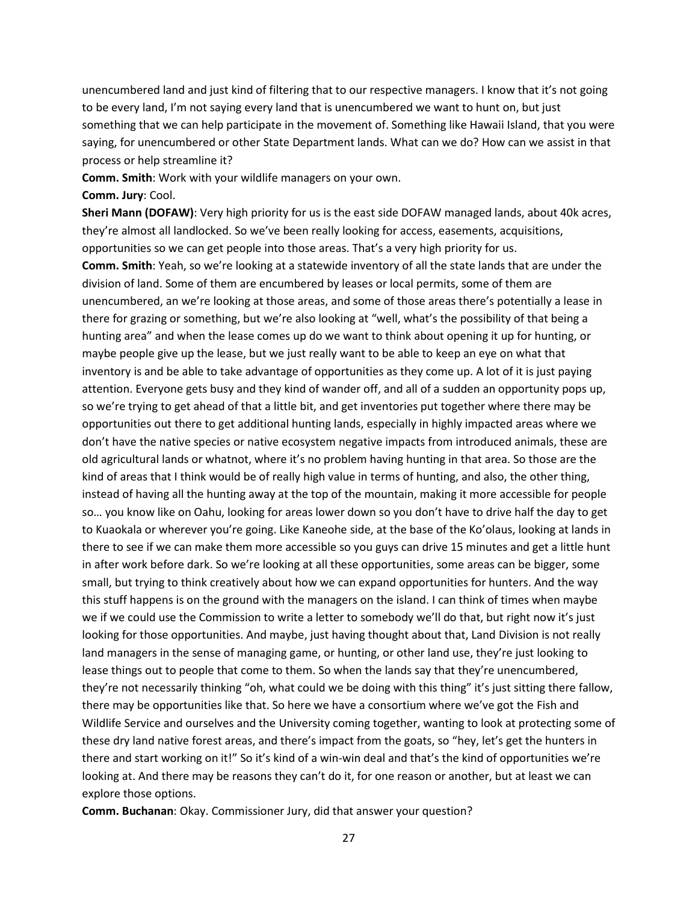unencumbered land and just kind of filtering that to our respective managers. I know that it's not going to be every land, I'm not saying every land that is unencumbered we want to hunt on, but just something that we can help participate in the movement of. Something like Hawaii Island, that you were saying, for unencumbered or other State Department lands. What can we do? How can we assist in that process or help streamline it?

**Comm. Smith**: Work with your wildlife managers on your own.

**Comm. Jury**: Cool.

**Sheri Mann (DOFAW)**: Very high priority for us is the east side DOFAW managed lands, about 40k acres, they're almost all landlocked. So we've been really looking for access, easements, acquisitions, opportunities so we can get people into those areas. That's a very high priority for us.

**Comm. Smith**: Yeah, so we're looking at a statewide inventory of all the state lands that are under the division of land. Some of them are encumbered by leases or local permits, some of them are unencumbered, an we're looking at those areas, and some of those areas there's potentially a lease in there for grazing or something, but we're also looking at "well, what's the possibility of that being a hunting area" and when the lease comes up do we want to think about opening it up for hunting, or maybe people give up the lease, but we just really want to be able to keep an eye on what that inventory is and be able to take advantage of opportunities as they come up. A lot of it is just paying attention. Everyone gets busy and they kind of wander off, and all of a sudden an opportunity pops up, so we're trying to get ahead of that a little bit, and get inventories put together where there may be opportunities out there to get additional hunting lands, especially in highly impacted areas where we don't have the native species or native ecosystem negative impacts from introduced animals, these are old agricultural lands or whatnot, where it's no problem having hunting in that area. So those are the kind of areas that I think would be of really high value in terms of hunting, and also, the other thing, instead of having all the hunting away at the top of the mountain, making it more accessible for people so… you know like on Oahu, looking for areas lower down so you don't have to drive half the day to get to Kuaokala or wherever you're going. Like Kaneohe side, at the base of the Ko'olaus, looking at lands in there to see if we can make them more accessible so you guys can drive 15 minutes and get a little hunt in after work before dark. So we're looking at all these opportunities, some areas can be bigger, some small, but trying to think creatively about how we can expand opportunities for hunters. And the way this stuff happens is on the ground with the managers on the island. I can think of times when maybe we if we could use the Commission to write a letter to somebody we'll do that, but right now it's just looking for those opportunities. And maybe, just having thought about that, Land Division is not really land managers in the sense of managing game, or hunting, or other land use, they're just looking to lease things out to people that come to them. So when the lands say that they're unencumbered, they're not necessarily thinking "oh, what could we be doing with this thing" it's just sitting there fallow, there may be opportunities like that. So here we have a consortium where we've got the Fish and Wildlife Service and ourselves and the University coming together, wanting to look at protecting some of these dry land native forest areas, and there's impact from the goats, so "hey, let's get the hunters in there and start working on it!" So it's kind of a win-win deal and that's the kind of opportunities we're looking at. And there may be reasons they can't do it, for one reason or another, but at least we can explore those options.

**Comm. Buchanan**: Okay. Commissioner Jury, did that answer your question?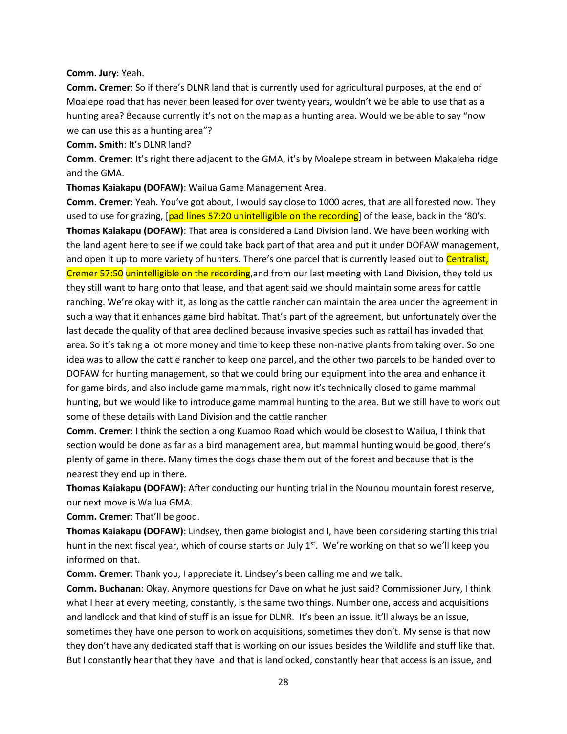**Comm. Jury**: Yeah.

**Comm. Cremer**: So if there's DLNR land that is currently used for agricultural purposes, at the end of Moalepe road that has never been leased for over twenty years, wouldn't we be able to use that as a hunting area? Because currently it's not on the map as a hunting area. Would we be able to say "now we can use this as a hunting area"?

**Comm. Smith**: It's DLNR land?

**Comm. Cremer**: It's right there adjacent to the GMA, it's by Moalepe stream in between Makaleha ridge and the GMA.

**Thomas Kaiakapu (DOFAW)**: Wailua Game Management Area.

**Comm. Cremer**: Yeah. You've got about, I would say close to 1000 acres, that are all forested now. They used to use for grazing, [pad lines 57:20 unintelligible on the recording] of the lease, back in the '80's.

**Thomas Kaiakapu (DOFAW)**: That area is considered a Land Division land. We have been working with the land agent here to see if we could take back part of that area and put it under DOFAW management, and open it up to more variety of hunters. There's one parcel that is currently leased out to Centralist, Cremer 57:50 unintelligible on the recording,and from our last meeting with Land Division, they told us they still want to hang onto that lease, and that agent said we should maintain some areas for cattle ranching. We're okay with it, as long as the cattle rancher can maintain the area under the agreement in such a way that it enhances game bird habitat. That's part of the agreement, but unfortunately over the last decade the quality of that area declined because invasive species such as rattail has invaded that area. So it's taking a lot more money and time to keep these non-native plants from taking over. So one idea was to allow the cattle rancher to keep one parcel, and the other two parcels to be handed over to DOFAW for hunting management, so that we could bring our equipment into the area and enhance it for game birds, and also include game mammals, right now it's technically closed to game mammal hunting, but we would like to introduce game mammal hunting to the area. But we still have to work out some of these details with Land Division and the cattle rancher

**Comm. Cremer**: I think the section along Kuamoo Road which would be closest to Wailua, I think that section would be done as far as a bird management area, but mammal hunting would be good, there's plenty of game in there. Many times the dogs chase them out of the forest and because that is the nearest they end up in there.

**Thomas Kaiakapu (DOFAW)**: After conducting our hunting trial in the Nounou mountain forest reserve, our next move is Wailua GMA.

**Comm. Cremer**: That'll be good.

**Thomas Kaiakapu (DOFAW)**: Lindsey, then game biologist and I, have been considering starting this trial hunt in the next fiscal year, which of course starts on July 1st. We're working on that so we'll keep you informed on that.

**Comm. Cremer**: Thank you, I appreciate it. Lindsey's been calling me and we talk.

**Comm. Buchanan**: Okay. Anymore questions for Dave on what he just said? Commissioner Jury, I think what I hear at every meeting, constantly, is the same two things. Number one, access and acquisitions and landlock and that kind of stuff is an issue for DLNR. It's been an issue, it'll always be an issue, sometimes they have one person to work on acquisitions, sometimes they don't. My sense is that now they don't have any dedicated staff that is working on our issues besides the Wildlife and stuff like that. But I constantly hear that they have land that is landlocked, constantly hear that access is an issue, and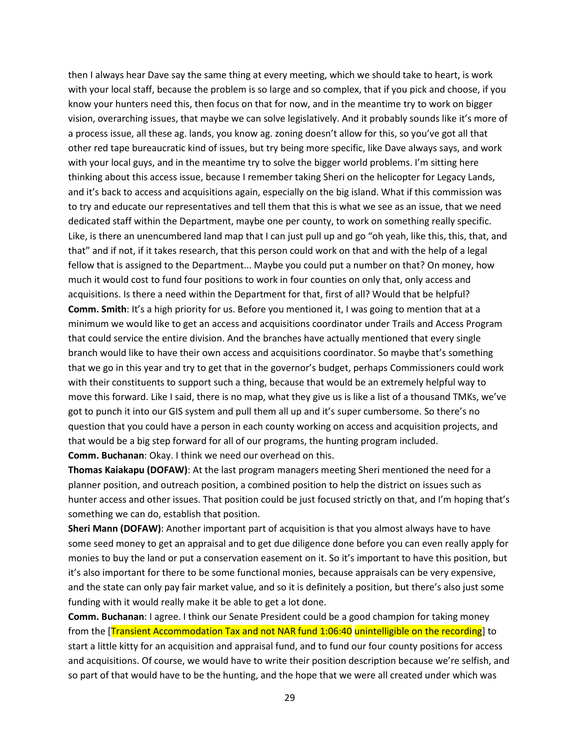then I always hear Dave say the same thing at every meeting, which we should take to heart, is work with your local staff, because the problem is so large and so complex, that if you pick and choose, if you know your hunters need this, then focus on that for now, and in the meantime try to work on bigger vision, overarching issues, that maybe we can solve legislatively. And it probably sounds like it's more of a process issue, all these ag. lands, you know ag. zoning doesn't allow for this, so you've got all that other red tape bureaucratic kind of issues, but try being more specific, like Dave always says, and work with your local guys, and in the meantime try to solve the bigger world problems. I'm sitting here thinking about this access issue, because I remember taking Sheri on the helicopter for Legacy Lands, and it's back to access and acquisitions again, especially on the big island. What if this commission was to try and educate our representatives and tell them that this is what we see as an issue, that we need dedicated staff within the Department, maybe one per county, to work on something really specific. Like, is there an unencumbered land map that I can just pull up and go "oh yeah, like this, this, that, and that" and if not, if it takes research, that this person could work on that and with the help of a legal fellow that is assigned to the Department... Maybe you could put a number on that? On money, how much it would cost to fund four positions to work in four counties on only that, only access and acquisitions. Is there a need within the Department for that, first of all? Would that be helpful?

**Comm. Smith**: It's a high priority for us. Before you mentioned it, I was going to mention that at a minimum we would like to get an access and acquisitions coordinator under Trails and Access Program that could service the entire division. And the branches have actually mentioned that every single branch would like to have their own access and acquisitions coordinator. So maybe that's something that we go in this year and try to get that in the governor's budget, perhaps Commissioners could work with their constituents to support such a thing, because that would be an extremely helpful way to move this forward. Like I said, there is no map, what they give us is like a list of a thousand TMKs, we've got to punch it into our GIS system and pull them all up and it's super cumbersome. So there's no question that you could have a person in each county working on access and acquisition projects, and that would be a big step forward for all of our programs, the hunting program included.

**Comm. Buchanan**: Okay. I think we need our overhead on this.

**Thomas Kaiakapu (DOFAW)**: At the last program managers meeting Sheri mentioned the need for a planner position, and outreach position, a combined position to help the district on issues such as hunter access and other issues. That position could be just focused strictly on that, and I'm hoping that's something we can do, establish that position.

**Sheri Mann (DOFAW)**: Another important part of acquisition is that you almost always have to have some seed money to get an appraisal and to get due diligence done before you can even really apply for monies to buy the land or put a conservation easement on it. So it's important to have this position, but it's also important for there to be some functional monies, because appraisals can be very expensive, and the state can only pay fair market value, and so it is definitely a position, but there's also just some funding with it would really make it be able to get a lot done.

**Comm. Buchanan**: I agree. I think our Senate President could be a good champion for taking money from the [Transient Accommodation Tax and not NAR fund 1:06:40 unintelligible on the recording] to start a little kitty for an acquisition and appraisal fund, and to fund our four county positions for access and acquisitions. Of course, we would have to write their position description because we're selfish, and so part of that would have to be the hunting, and the hope that we were all created under which was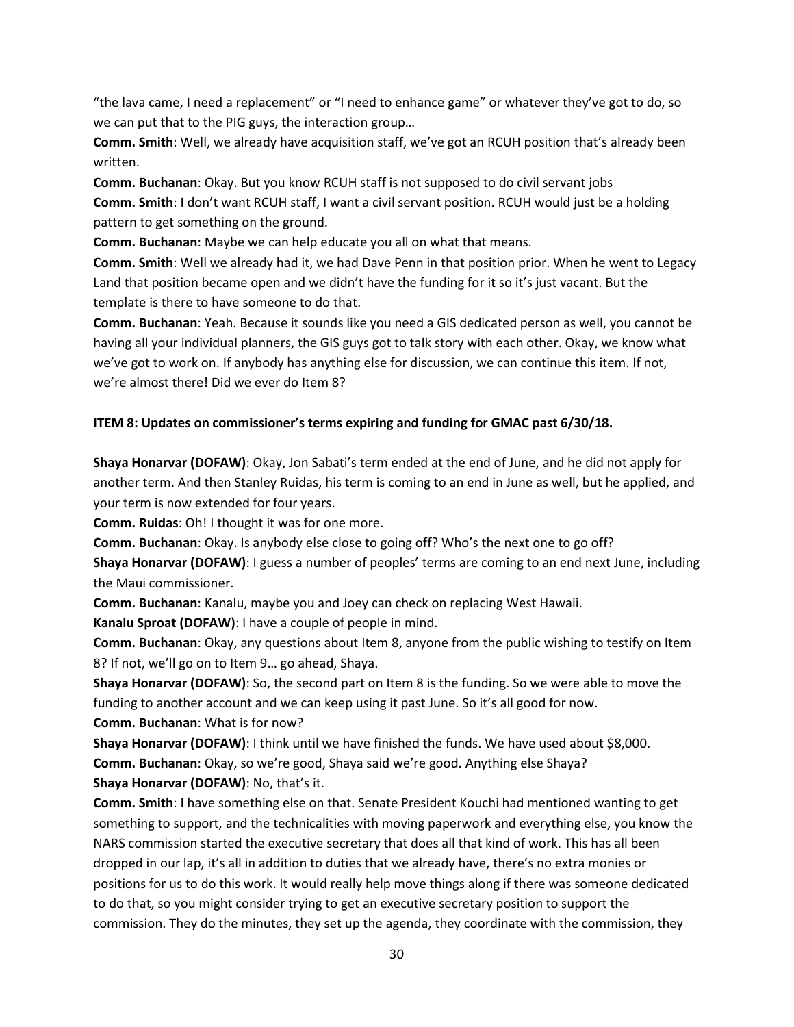"the lava came, I need a replacement" or "I need to enhance game" or whatever they've got to do, so we can put that to the PIG guys, the interaction group…

**Comm. Smith**: Well, we already have acquisition staff, we've got an RCUH position that's already been written.

**Comm. Buchanan**: Okay. But you know RCUH staff is not supposed to do civil servant jobs

**Comm. Smith**: I don't want RCUH staff, I want a civil servant position. RCUH would just be a holding pattern to get something on the ground.

**Comm. Buchanan**: Maybe we can help educate you all on what that means.

**Comm. Smith**: Well we already had it, we had Dave Penn in that position prior. When he went to Legacy Land that position became open and we didn't have the funding for it so it's just vacant. But the template is there to have someone to do that.

**Comm. Buchanan**: Yeah. Because it sounds like you need a GIS dedicated person as well, you cannot be having all your individual planners, the GIS guys got to talk story with each other. Okay, we know what we've got to work on. If anybody has anything else for discussion, we can continue this item. If not, we're almost there! Did we ever do Item 8?

**ITEM 8: Updates on commissioner's terms expiring and funding for GMAC past 6/30/18.**

**Shaya Honarvar (DOFAW)**: Okay, Jon Sabati's term ended at the end of June, and he did not apply for another term. And then Stanley Ruidas, his term is coming to an end in June as well, but he applied, and your term is now extended for four years.

**Comm. Ruidas**: Oh! I thought it was for one more.

**Comm. Buchanan**: Okay. Is anybody else close to going off? Who's the next one to go off?

**Shaya Honarvar (DOFAW)**: I guess a number of peoples' terms are coming to an end next June, including the Maui commissioner.

**Comm. Buchanan**: Kanalu, maybe you and Joey can check on replacing West Hawaii.

**Kanalu Sproat (DOFAW)**: I have a couple of people in mind.

**Comm. Buchanan**: Okay, any questions about Item 8, anyone from the public wishing to testify on Item 8? If not, we'll go on to Item 9… go ahead, Shaya.

**Shaya Honarvar (DOFAW)**: So, the second part on Item 8 is the funding. So we were able to move the funding to another account and we can keep using it past June. So it's all good for now.

**Comm. Buchanan**: What is for now?

**Shaya Honarvar (DOFAW)**: I think until we have finished the funds. We have used about $8,000.

**Comm. Buchanan**: Okay, so we're good, Shaya said we're good. Anything else Shaya?

**Shaya Honarvar (DOFAW)**: No, that's it.

**Comm. Smith**: I have something else on that. Senate President Kouchi had mentioned wanting to get something to support, and the technicalities with moving paperwork and everything else, you know the NARS commission started the executive secretary that does all that kind of work. This has all been dropped in our lap, it's all in addition to duties that we already have, there's no extra monies or positions for us to do this work. It would really help move things along if there was someone dedicated to do that, so you might consider trying to get an executive secretary position to support the commission. They do the minutes, they set up the agenda, they coordinate with the commission, they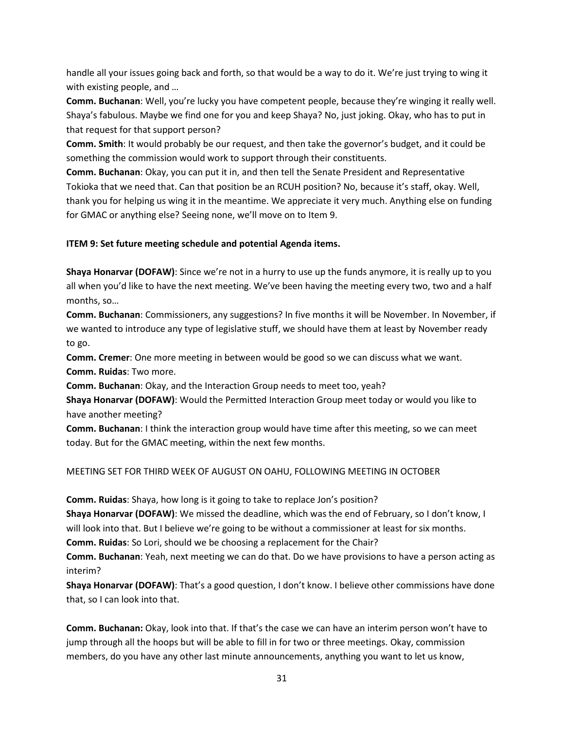handle all your issues going back and forth, so that would be a way to do it. We're just trying to wing it with existing people, and …

**Comm. Buchanan**: Well, you're lucky you have competent people, because they're winging it really well. Shaya's fabulous. Maybe we find one for you and keep Shaya? No, just joking. Okay, who has to put in that request for that support person?

**Comm. Smith**: It would probably be our request, and then take the governor's budget, and it could be something the commission would work to support through their constituents.

**Comm. Buchanan**: Okay, you can put it in, and then tell the Senate President and Representative Tokioka that we need that. Can that position be an RCUH position? No, because it's staff, okay. Well, thank you for helping us wing it in the meantime. We appreciate it very much. Anything else on funding for GMAC or anything else? Seeing none, we'll move on to Item 9.

**ITEM 9: Set future meeting schedule and potential Agenda items.**

**Shaya Honarvar (DOFAW)**: Since we're not in a hurry to use up the funds anymore, it is really up to you all when you'd like to have the next meeting. We've been having the meeting every two, two and a half months, so…

**Comm. Buchanan**: Commissioners, any suggestions? In five months it will be November. In November, if we wanted to introduce any type of legislative stuff, we should have them at least by November ready to go.

**Comm. Cremer**: One more meeting in between would be good so we can discuss what we want.

**Comm. Ruidas**: Two more.

**Comm. Buchanan**: Okay, and the Interaction Group needs to meet too, yeah?

**Shaya Honarvar (DOFAW)**: Would the Permitted Interaction Group meet today or would you like to have another meeting?

**Comm. Buchanan**: I think the interaction group would have time after this meeting, so we can meet today. But for the GMAC meeting, within the next few months.

MEETING SET FOR THIRD WEEK OF AUGUST ON OAHU, FOLLOWING MEETING IN OCTOBER

**Comm. Ruidas**: Shaya, how long is it going to take to replace Jon's position?

**Shaya Honarvar (DOFAW)**: We missed the deadline, which was the end of February, so I don't know, I will look into that. But I believe we're going to be without a commissioner at least for six months.

**Comm. Ruidas**: So Lori, should we be choosing a replacement for the Chair?

**Comm. Buchanan**: Yeah, next meeting we can do that. Do we have provisions to have a person acting as interim?

**Shaya Honarvar (DOFAW)**: That's a good question, I don't know. I believe other commissions have done that, so I can look into that.

**Comm. Buchanan:** Okay, look into that. If that's the case we can have an interim person won't have to jump through all the hoops but will be able to fill in for two or three meetings. Okay, commission members, do you have any other last minute announcements, anything you want to let us know,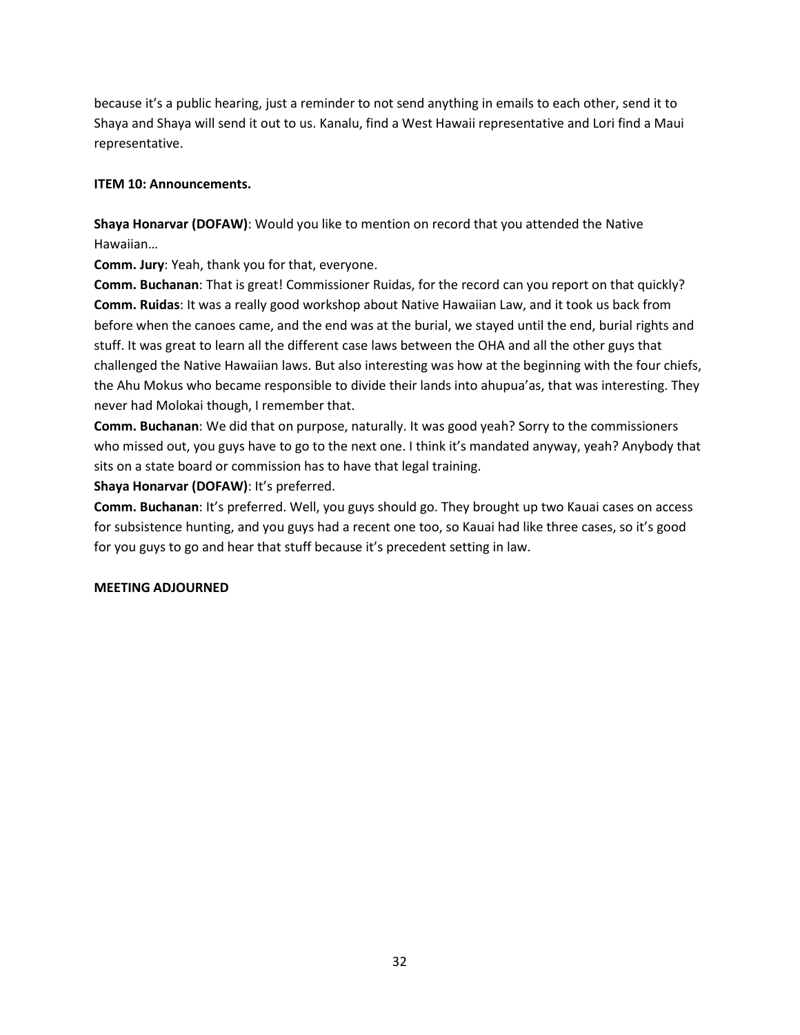because it's a public hearing, just a reminder to not send anything in emails to each other, send it to Shaya and Shaya will send it out to us. Kanalu, find a West Hawaii representative and Lori find a Maui representative.

**ITEM 10: Announcements.**

**Shaya Honarvar (DOFAW)**: Would you like to mention on record that you attended the Native Hawaiian…

**Comm. Jury**: Yeah, thank you for that, everyone.

**Comm. Buchanan**: That is great! Commissioner Ruidas, for the record can you report on that quickly?

**Comm. Ruidas**: It was a really good workshop about Native Hawaiian Law, and it took us back from before when the canoes came, and the end was at the burial, we stayed until the end, burial rights and stuff. It was great to learn all the different case laws between the OHA and all the other guys that challenged the Native Hawaiian laws. But also interesting was how at the beginning with the four chiefs, the Ahu Mokus who became responsible to divide their lands into ahupua'as, that was interesting. They never had Molokai though, I remember that.

**Comm. Buchanan**: We did that on purpose, naturally. It was good yeah? Sorry to the commissioners who missed out, you guys have to go to the next one. I think it's mandated anyway, yeah? Anybody that sits on a state board or commission has to have that legal training.

**Shaya Honarvar (DOFAW)**: It's preferred.

**Comm. Buchanan**: It's preferred. Well, you guys should go. They brought up two Kauai cases on access for subsistence hunting, and you guys had a recent one too, so Kauai had like three cases, so it's good for you guys to go and hear that stuff because it's precedent setting in law.

**MEETING ADJOURNED**